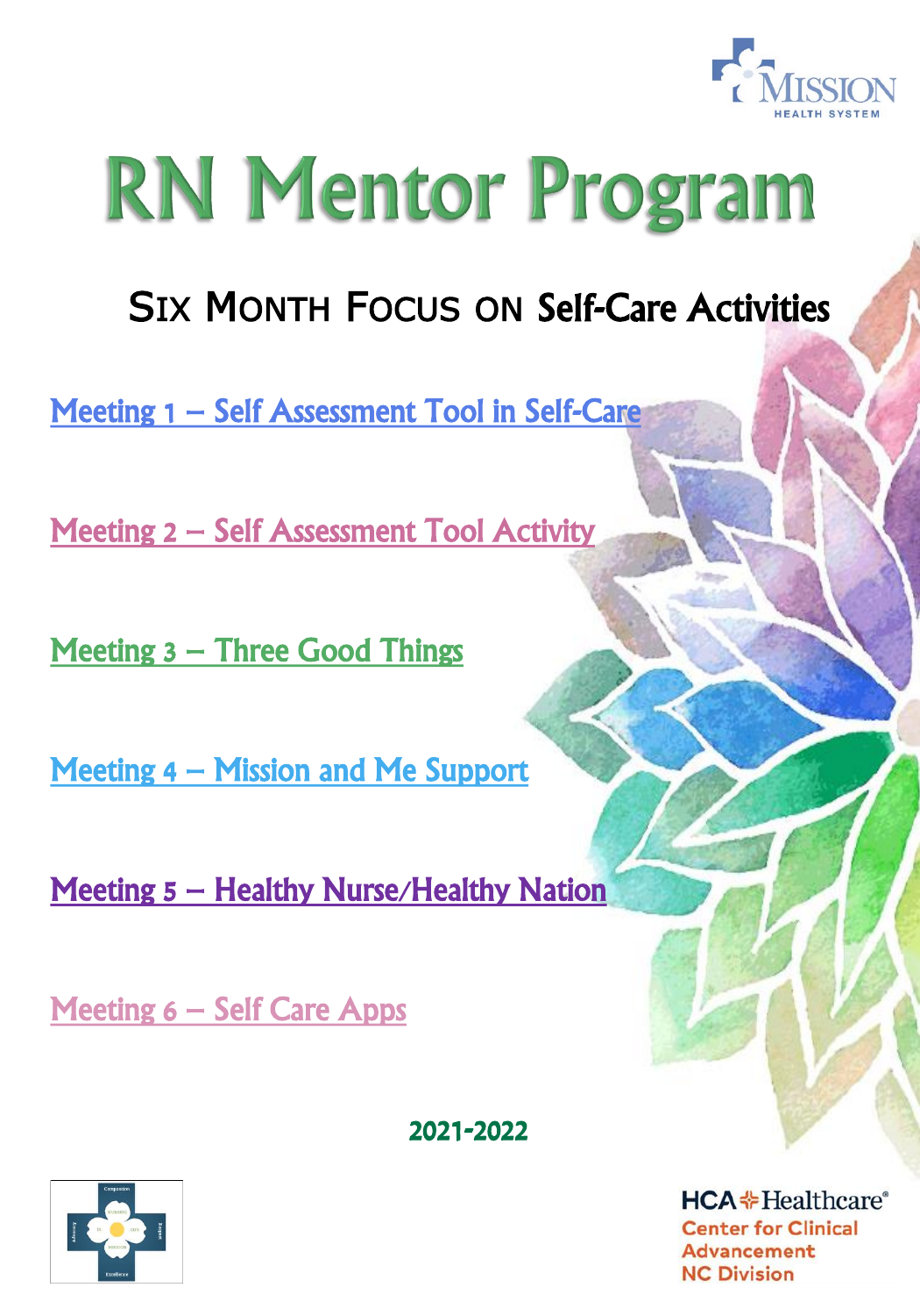# RN Mentor Program

## Six Month Focus on Self-Care Activities

Meeting 1 – Self Assessment Tool in Self-Care

Meeting 2 – Self Assessment Tool Activity

Meeting 3 – Three Good Things

Meeting 4 – Mission and Me Support

Meeting 5 – Healthy Nurse/Healthy Nation

Meeting 6 – Self Care Apps

**2021-2022**

HCA Healthcare
Center for Clinical Advancement
NC Division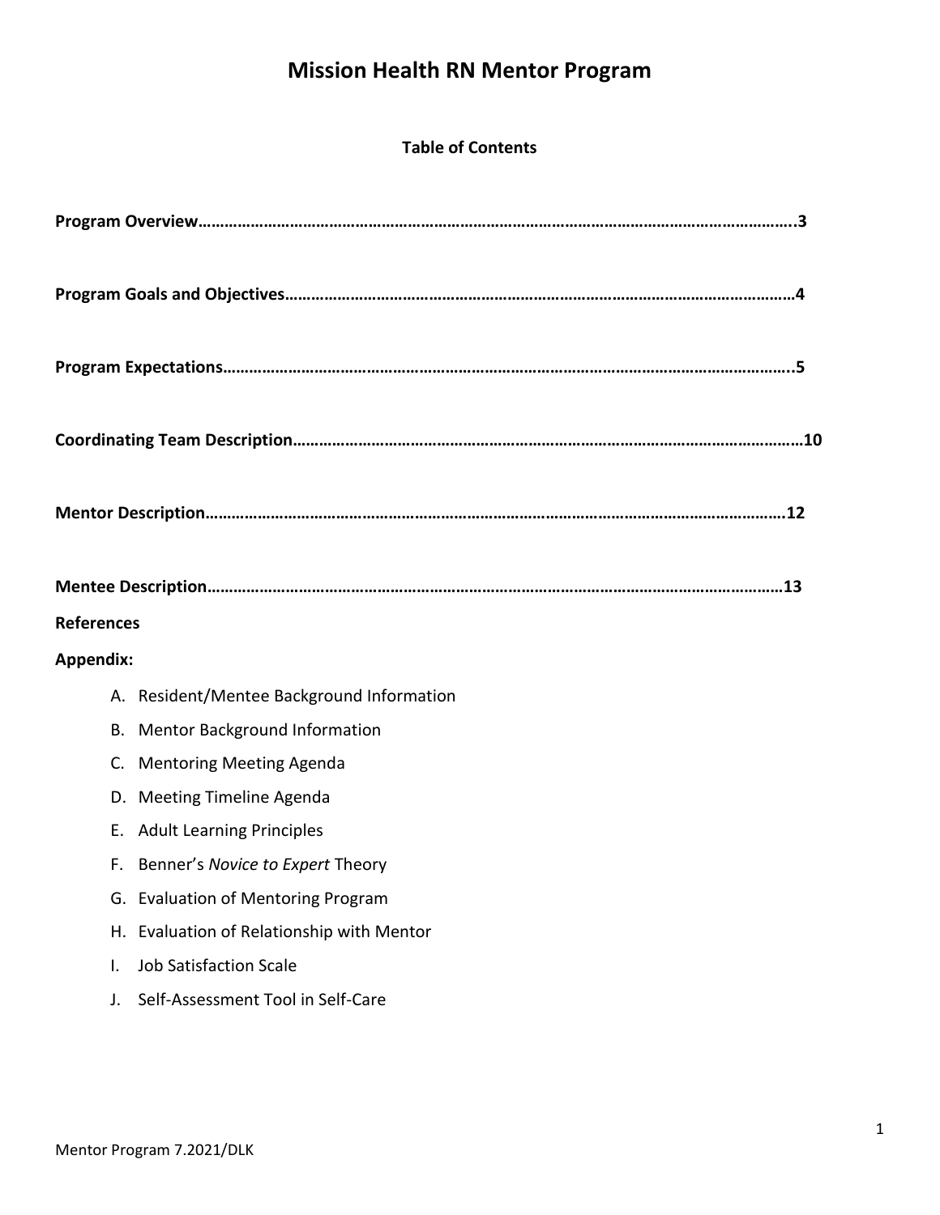# Mission Health RN Mentor Program

**Table of Contents**

**Program Overview……………………………………………………………………………………………………………………..3**

**Program Goals and Objectives………………………………………………………………………………………………………4**

**Program Expectations…………………………………………………………………………………………………………………..5**

**Coordinating Team Description……………………………………………………………………………………………………10**

**Mentor Description……………………………………………………………………………………………………………………..12**

**Mentee Description……………………………………………………………………………………………………………………13**

**References**

**Appendix:**

A. Resident/Mentee Background Information
B. Mentor Background Information
C. Mentoring Meeting Agenda
D. Meeting Timeline Agenda
E. Adult Learning Principles
F. Benner's *Novice to Expert* Theory
G. Evaluation of Mentoring Program
H. Evaluation of Relationship with Mentor
I. Job Satisfaction Scale
J. Self-Assessment Tool in Self-Care

Mentor Program 7.2021/DLK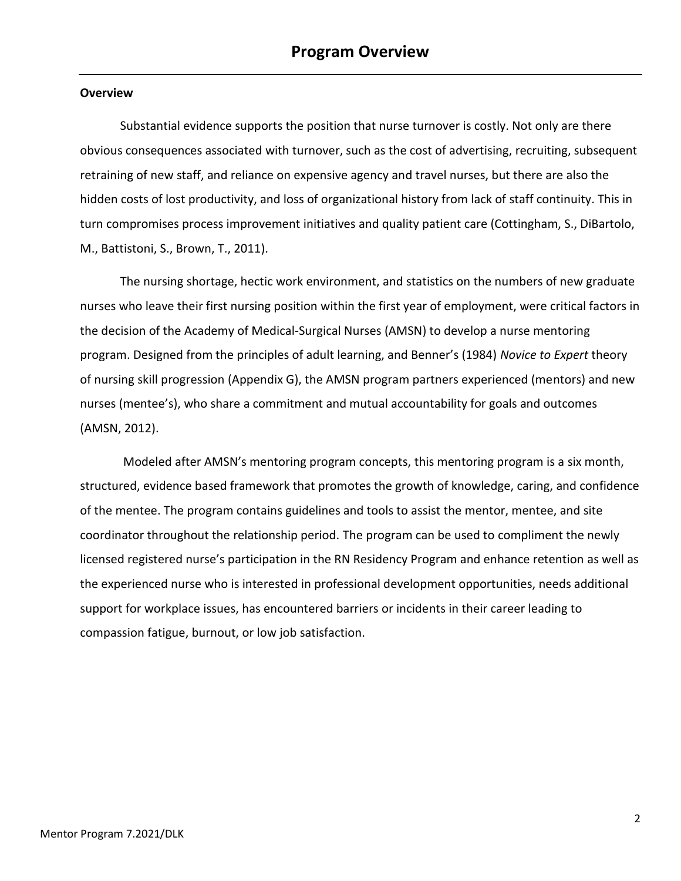# Program Overview

## Overview

Substantial evidence supports the position that nurse turnover is costly. Not only are there obvious consequences associated with turnover, such as the cost of advertising, recruiting, subsequent retraining of new staff, and reliance on expensive agency and travel nurses, but there are also the hidden costs of lost productivity, and loss of organizational history from lack of staff continuity. This in turn compromises process improvement initiatives and quality patient care (Cottingham, S., DiBartolo, M., Battistoni, S., Brown, T., 2011).

The nursing shortage, hectic work environment, and statistics on the numbers of new graduate nurses who leave their first nursing position within the first year of employment, were critical factors in the decision of the Academy of Medical-Surgical Nurses (AMSN) to develop a nurse mentoring program. Designed from the principles of adult learning, and Benner's (1984) *Novice to Expert* theory of nursing skill progression (Appendix G), the AMSN program partners experienced (mentors) and new nurses (mentee's), who share a commitment and mutual accountability for goals and outcomes (AMSN, 2012).

Modeled after AMSN's mentoring program concepts, this mentoring program is a six month, structured, evidence based framework that promotes the growth of knowledge, caring, and confidence of the mentee. The program contains guidelines and tools to assist the mentor, mentee, and site coordinator throughout the relationship period. The program can be used to compliment the newly licensed registered nurse's participation in the RN Residency Program and enhance retention as well as the experienced nurse who is interested in professional development opportunities, needs additional support for workplace issues, has encountered barriers or incidents in their career leading to compassion fatigue, burnout, or low job satisfaction.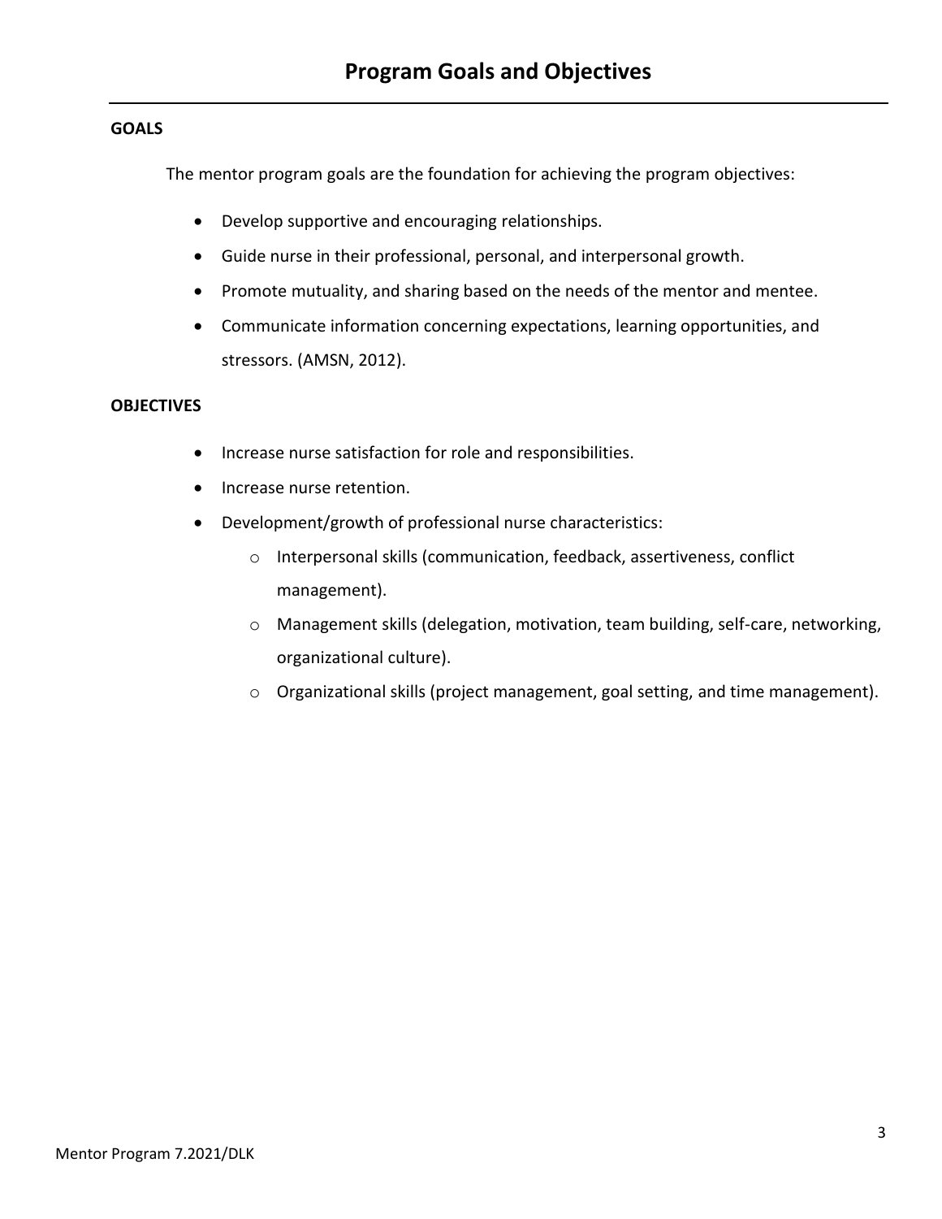# Program Goals and Objectives

**GOALS**

The mentor program goals are the foundation for achieving the program objectives:

- Develop supportive and encouraging relationships.
- Guide nurse in their professional, personal, and interpersonal growth.
- Promote mutuality, and sharing based on the needs of the mentor and mentee.
- Communicate information concerning expectations, learning opportunities, and stressors. (AMSN, 2012).

**OBJECTIVES**

- Increase nurse satisfaction for role and responsibilities.
- Increase nurse retention.
- Development/growth of professional nurse characteristics:
  - Interpersonal skills (communication, feedback, assertiveness, conflict management).
  - Management skills (delegation, motivation, team building, self-care, networking, organizational culture).
  - Organizational skills (project management, goal setting, and time management).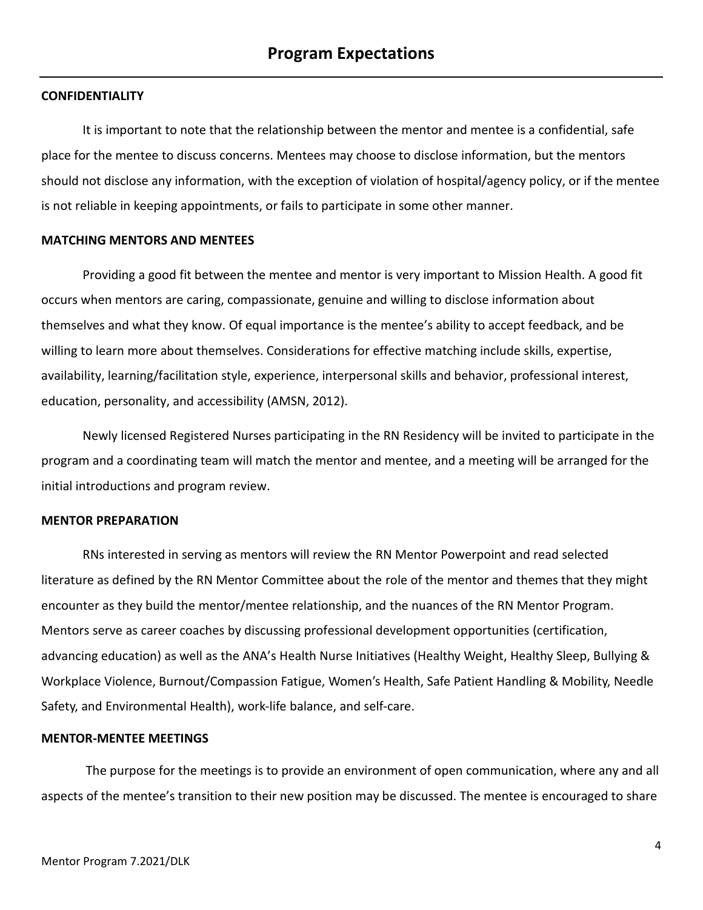# Program Expectations

**CONFIDENTIALITY**

It is important to note that the relationship between the mentor and mentee is a confidential, safe place for the mentee to discuss concerns. Mentees may choose to disclose information, but the mentors should not disclose any information, with the exception of violation of hospital/agency policy, or if the mentee is not reliable in keeping appointments, or fails to participate in some other manner.

**MATCHING MENTORS AND MENTEES**

Providing a good fit between the mentee and mentor is very important to Mission Health. A good fit occurs when mentors are caring, compassionate, genuine and willing to disclose information about themselves and what they know. Of equal importance is the mentee's ability to accept feedback, and be willing to learn more about themselves. Considerations for effective matching include skills, expertise, availability, learning/facilitation style, experience, interpersonal skills and behavior, professional interest, education, personality, and accessibility (AMSN, 2012).

Newly licensed Registered Nurses participating in the RN Residency will be invited to participate in the program and a coordinating team will match the mentor and mentee, and a meeting will be arranged for the initial introductions and program review.

**MENTOR PREPARATION**

RNs interested in serving as mentors will review the RN Mentor Powerpoint and read selected literature as defined by the RN Mentor Committee about the role of the mentor and themes that they might encounter as they build the mentor/mentee relationship, and the nuances of the RN Mentor Program. Mentors serve as career coaches by discussing professional development opportunities (certification, advancing education) as well as the ANA's Health Nurse Initiatives (Healthy Weight, Healthy Sleep, Bullying & Workplace Violence, Burnout/Compassion Fatigue, Women's Health, Safe Patient Handling & Mobility, Needle Safety, and Environmental Health), work-life balance, and self-care.

**MENTOR-MENTEE MEETINGS**

The purpose for the meetings is to provide an environment of open communication, where any and all aspects of the mentee's transition to their new position may be discussed. The mentee is encouraged to share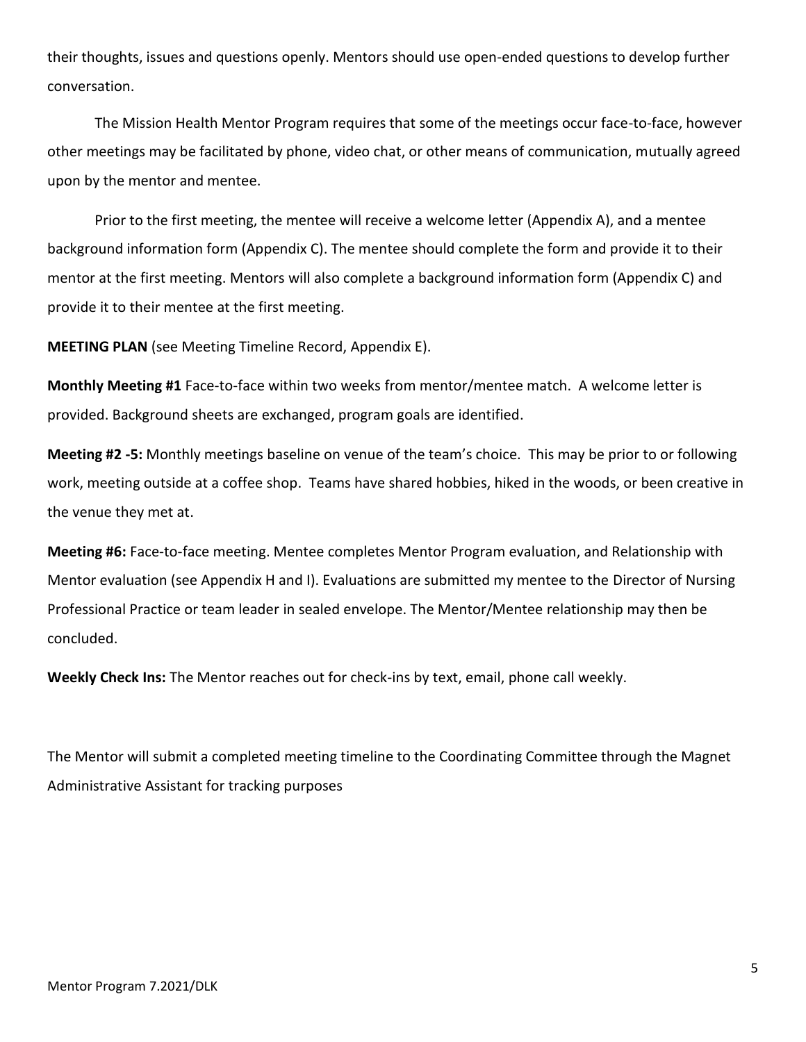their thoughts, issues and questions openly. Mentors should use open-ended questions to develop further conversation.

The Mission Health Mentor Program requires that some of the meetings occur face-to-face, however other meetings may be facilitated by phone, video chat, or other means of communication, mutually agreed upon by the mentor and mentee.

Prior to the first meeting, the mentee will receive a welcome letter (Appendix A), and a mentee background information form (Appendix C). The mentee should complete the form and provide it to their mentor at the first meeting. Mentors will also complete a background information form (Appendix C) and provide it to their mentee at the first meeting.

**MEETING PLAN** (see Meeting Timeline Record, Appendix E).

**Monthly Meeting #1** Face-to-face within two weeks from mentor/mentee match. A welcome letter is provided. Background sheets are exchanged, program goals are identified.

**Meeting #2 -5:** Monthly meetings baseline on venue of the team's choice. This may be prior to or following work, meeting outside at a coffee shop. Teams have shared hobbies, hiked in the woods, or been creative in the venue they met at.

**Meeting #6:** Face-to-face meeting. Mentee completes Mentor Program evaluation, and Relationship with Mentor evaluation (see Appendix H and I). Evaluations are submitted my mentee to the Director of Nursing Professional Practice or team leader in sealed envelope. The Mentor/Mentee relationship may then be concluded.

**Weekly Check Ins:** The Mentor reaches out for check-ins by text, email, phone call weekly.

The Mentor will submit a completed meeting timeline to the Coordinating Committee through the Magnet Administrative Assistant for tracking purposes

Mentor Program 7.2021/DLK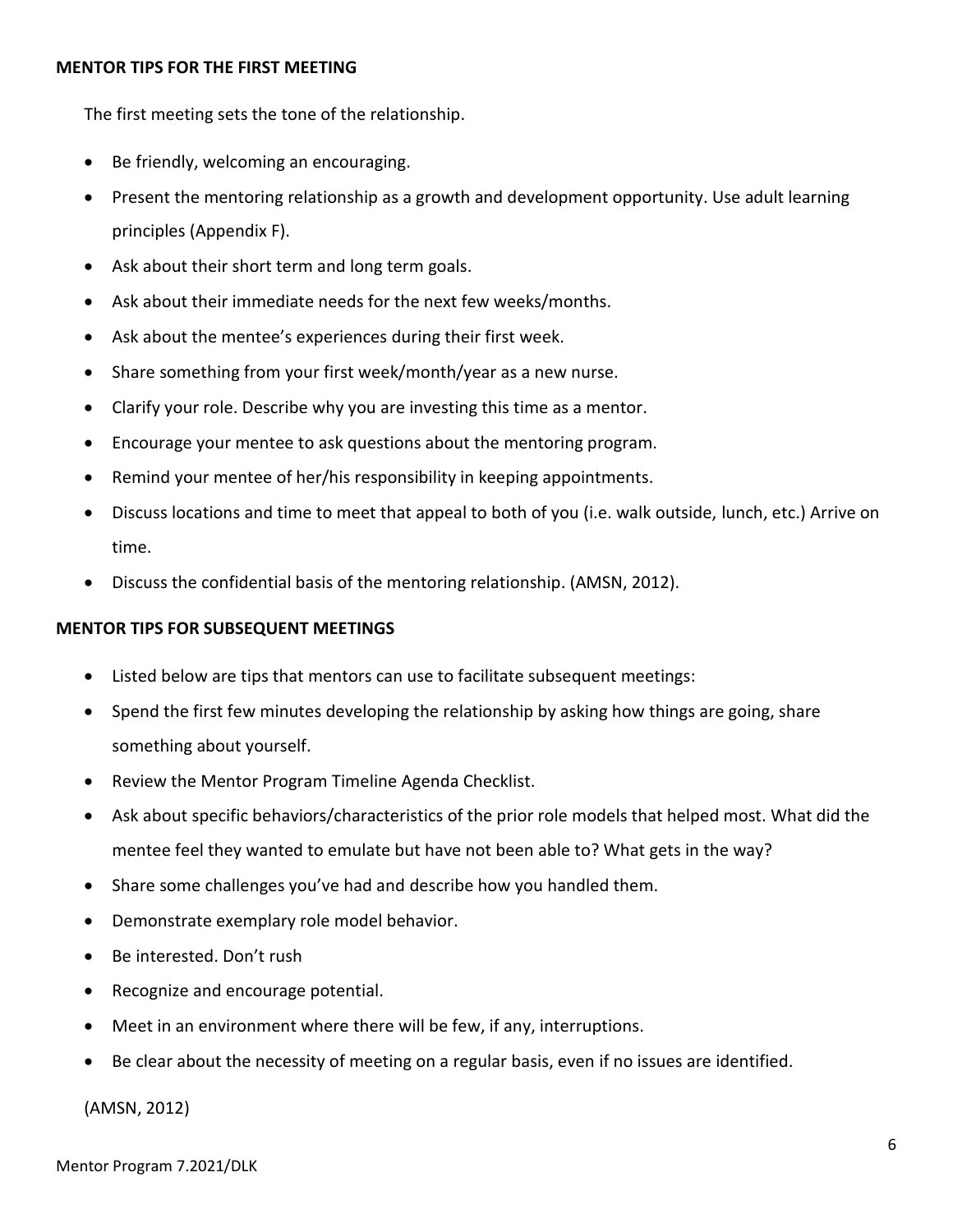**MENTOR TIPS FOR THE FIRST MEETING**

The first meeting sets the tone of the relationship.

- Be friendly, welcoming an encouraging.
- Present the mentoring relationship as a growth and development opportunity. Use adult learning principles (Appendix F).
- Ask about their short term and long term goals.
- Ask about their immediate needs for the next few weeks/months.
- Ask about the mentee's experiences during their first week.
- Share something from your first week/month/year as a new nurse.
- Clarify your role. Describe why you are investing this time as a mentor.
- Encourage your mentee to ask questions about the mentoring program.
- Remind your mentee of her/his responsibility in keeping appointments.
- Discuss locations and time to meet that appeal to both of you (i.e. walk outside, lunch, etc.) Arrive on time.
- Discuss the confidential basis of the mentoring relationship. (AMSN, 2012).

**MENTOR TIPS FOR SUBSEQUENT MEETINGS**

- Listed below are tips that mentors can use to facilitate subsequent meetings:
- Spend the first few minutes developing the relationship by asking how things are going, share something about yourself.
- Review the Mentor Program Timeline Agenda Checklist.
- Ask about specific behaviors/characteristics of the prior role models that helped most. What did the mentee feel they wanted to emulate but have not been able to? What gets in the way?
- Share some challenges you've had and describe how you handled them.
- Demonstrate exemplary role model behavior.
- Be interested. Don't rush
- Recognize and encourage potential.
- Meet in an environment where there will be few, if any, interruptions.
- Be clear about the necessity of meeting on a regular basis, even if no issues are identified.

(AMSN, 2012)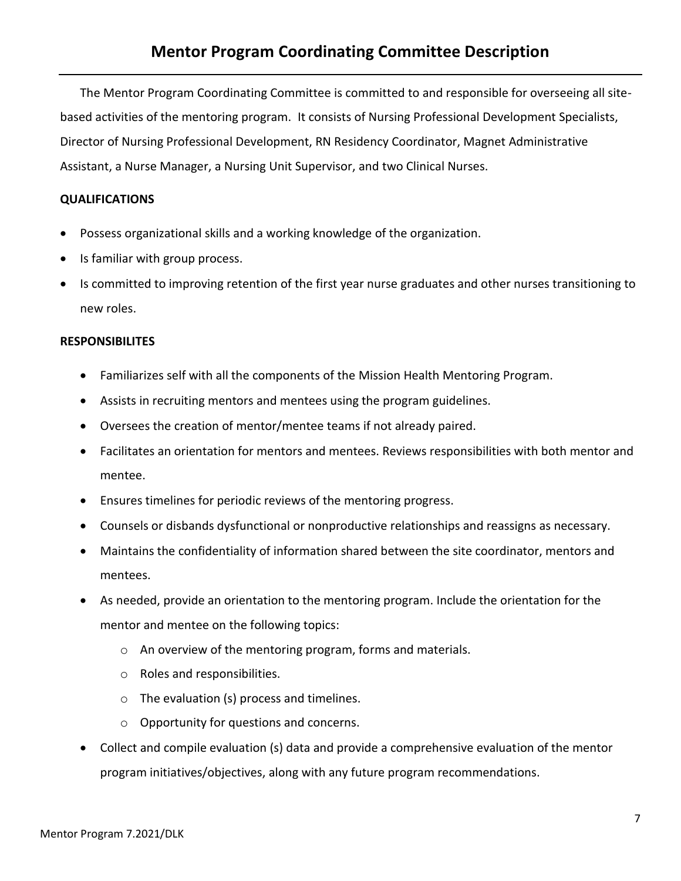# Mentor Program Coordinating Committee Description

The Mentor Program Coordinating Committee is committed to and responsible for overseeing all site-based activities of the mentoring program. It consists of Nursing Professional Development Specialists, Director of Nursing Professional Development, RN Residency Coordinator, Magnet Administrative Assistant, a Nurse Manager, a Nursing Unit Supervisor, and two Clinical Nurses.

**QUALIFICATIONS**

- Possess organizational skills and a working knowledge of the organization.
- Is familiar with group process.
- Is committed to improving retention of the first year nurse graduates and other nurses transitioning to new roles.

**RESPONSIBILITES**

- Familiarizes self with all the components of the Mission Health Mentoring Program.
- Assists in recruiting mentors and mentees using the program guidelines.
- Oversees the creation of mentor/mentee teams if not already paired.
- Facilitates an orientation for mentors and mentees. Reviews responsibilities with both mentor and mentee.
- Ensures timelines for periodic reviews of the mentoring progress.
- Counsels or disbands dysfunctional or nonproductive relationships and reassigns as necessary.
- Maintains the confidentiality of information shared between the site coordinator, mentors and mentees.
- As needed, provide an orientation to the mentoring program. Include the orientation for the mentor and mentee on the following topics:
  - An overview of the mentoring program, forms and materials.
  - Roles and responsibilities.
  - The evaluation (s) process and timelines.
  - Opportunity for questions and concerns.
- Collect and compile evaluation (s) data and provide a comprehensive evaluation of the mentor program initiatives/objectives, along with any future program recommendations.

Mentor Program 7.2021/DLK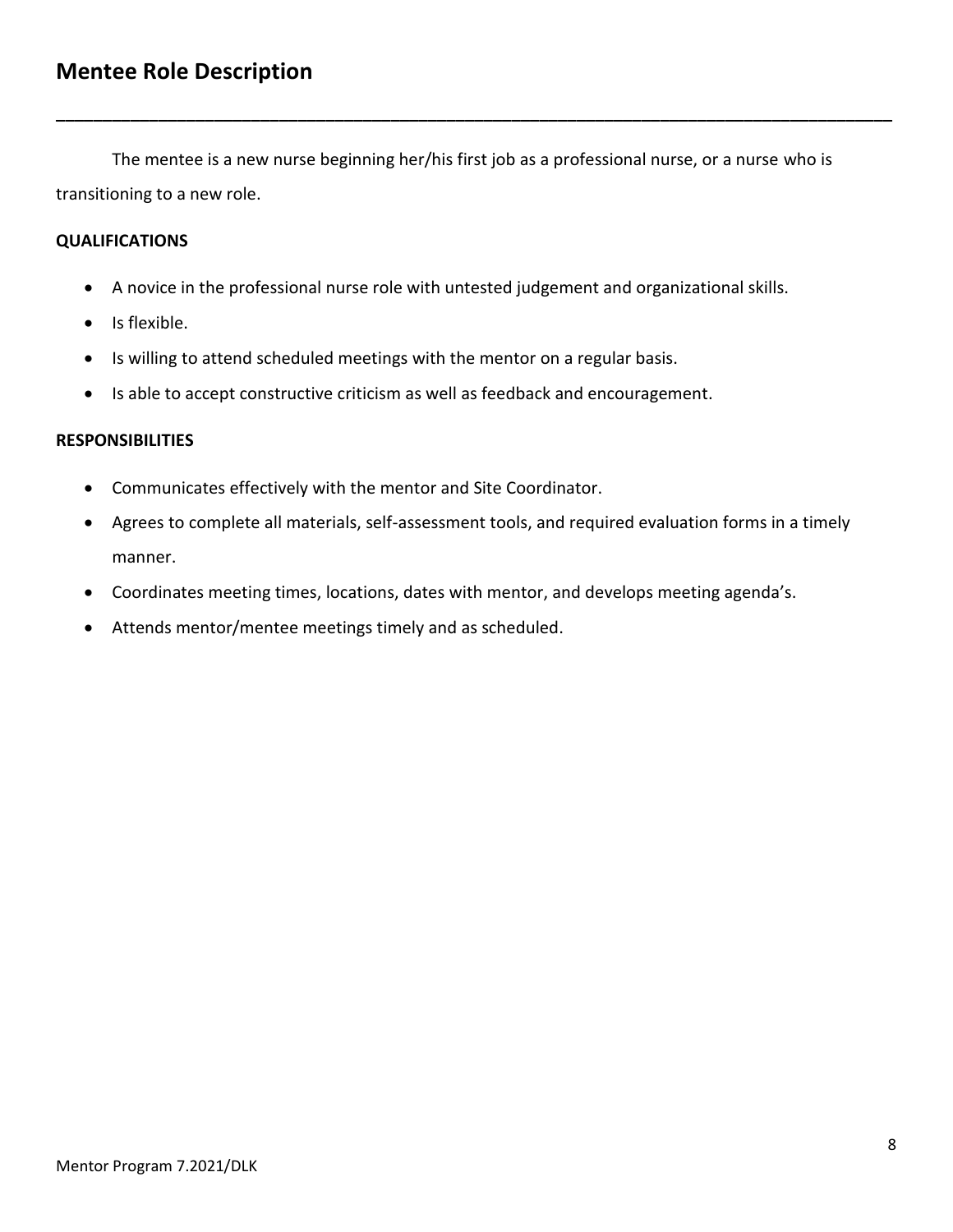## Mentee Role Description

---

The mentee is a new nurse beginning her/his first job as a professional nurse, or a nurse who is transitioning to a new role.

**QUALIFICATIONS**

- A novice in the professional nurse role with untested judgement and organizational skills.
- Is flexible.
- Is willing to attend scheduled meetings with the mentor on a regular basis.
- Is able to accept constructive criticism as well as feedback and encouragement.

**RESPONSIBILITIES**

- Communicates effectively with the mentor and Site Coordinator.
- Agrees to complete all materials, self-assessment tools, and required evaluation forms in a timely manner.
- Coordinates meeting times, locations, dates with mentor, and develops meeting agenda's.
- Attends mentor/mentee meetings timely and as scheduled.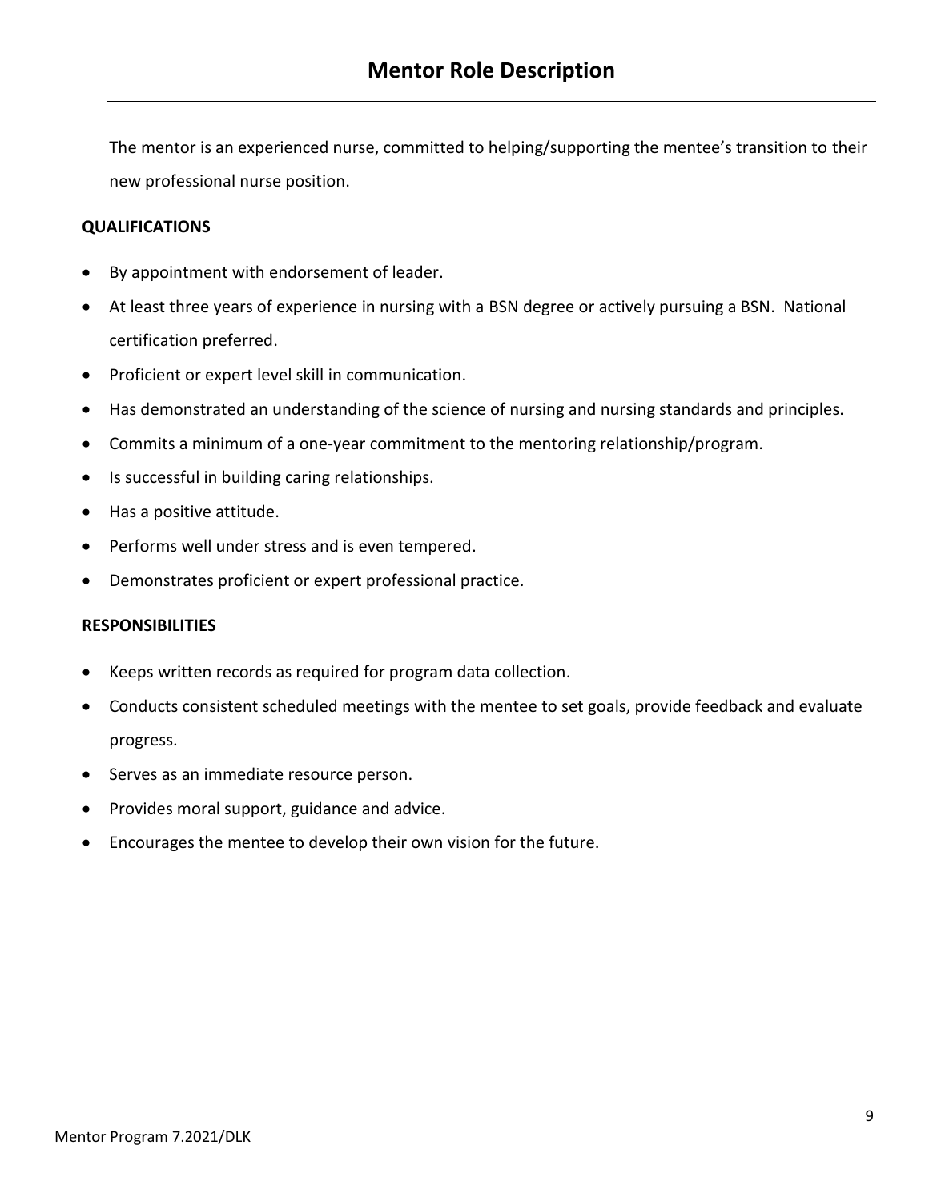# Mentor Role Description

The mentor is an experienced nurse, committed to helping/supporting the mentee's transition to their new professional nurse position.

**QUALIFICATIONS**

- By appointment with endorsement of leader.
- At least three years of experience in nursing with a BSN degree or actively pursuing a BSN. National certification preferred.
- Proficient or expert level skill in communication.
- Has demonstrated an understanding of the science of nursing and nursing standards and principles.
- Commits a minimum of a one-year commitment to the mentoring relationship/program.
- Is successful in building caring relationships.
- Has a positive attitude.
- Performs well under stress and is even tempered.
- Demonstrates proficient or expert professional practice.

**RESPONSIBILITIES**

- Keeps written records as required for program data collection.
- Conducts consistent scheduled meetings with the mentee to set goals, provide feedback and evaluate progress.
- Serves as an immediate resource person.
- Provides moral support, guidance and advice.
- Encourages the mentee to develop their own vision for the future.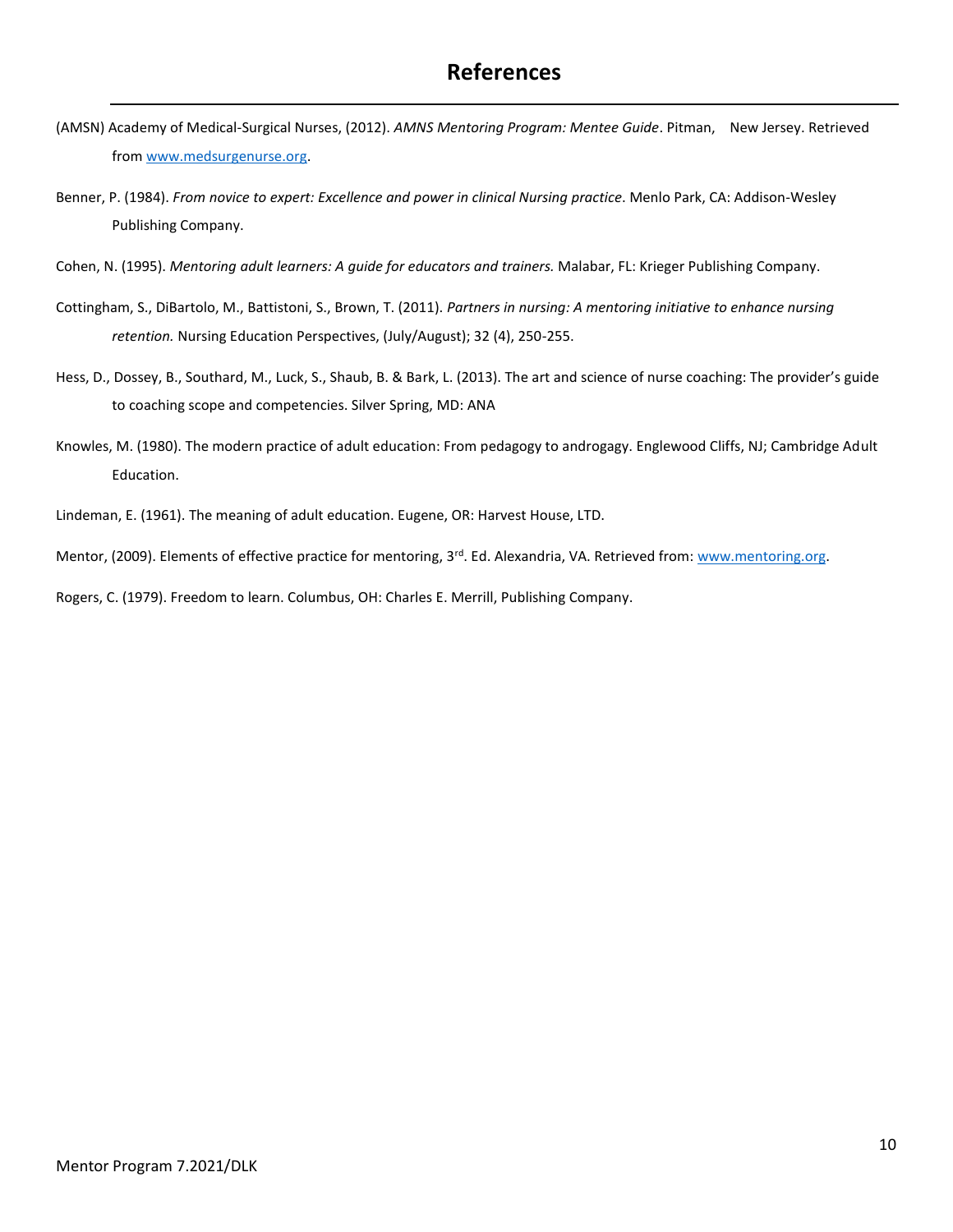# References

(AMSN) Academy of Medical-Surgical Nurses, (2012). *AMNS Mentoring Program: Mentee Guide*. Pitman, New Jersey. Retrieved from www.medsurgenurse.org.

Benner, P. (1984). *From novice to expert: Excellence and power in clinical Nursing practice*. Menlo Park, CA: Addison-Wesley Publishing Company.

Cohen, N. (1995). *Mentoring adult learners: A guide for educators and trainers.* Malabar, FL: Krieger Publishing Company.

Cottingham, S., DiBartolo, M., Battistoni, S., Brown, T. (2011). *Partners in nursing: A mentoring initiative to enhance nursing retention.* Nursing Education Perspectives, (July/August); 32 (4), 250-255.

Hess, D., Dossey, B., Southard, M., Luck, S., Shaub, B. & Bark, L. (2013). The art and science of nurse coaching: The provider's guide to coaching scope and competencies. Silver Spring, MD: ANA

Knowles, M. (1980). The modern practice of adult education: From pedagogy to androgagy. Englewood Cliffs, NJ; Cambridge Adult Education.

Lindeman, E. (1961). The meaning of adult education. Eugene, OR: Harvest House, LTD.

Mentor, (2009). Elements of effective practice for mentoring, 3rd. Ed. Alexandria, VA. Retrieved from: www.mentoring.org.

Rogers, C. (1979). Freedom to learn. Columbus, OH: Charles E. Merrill, Publishing Company.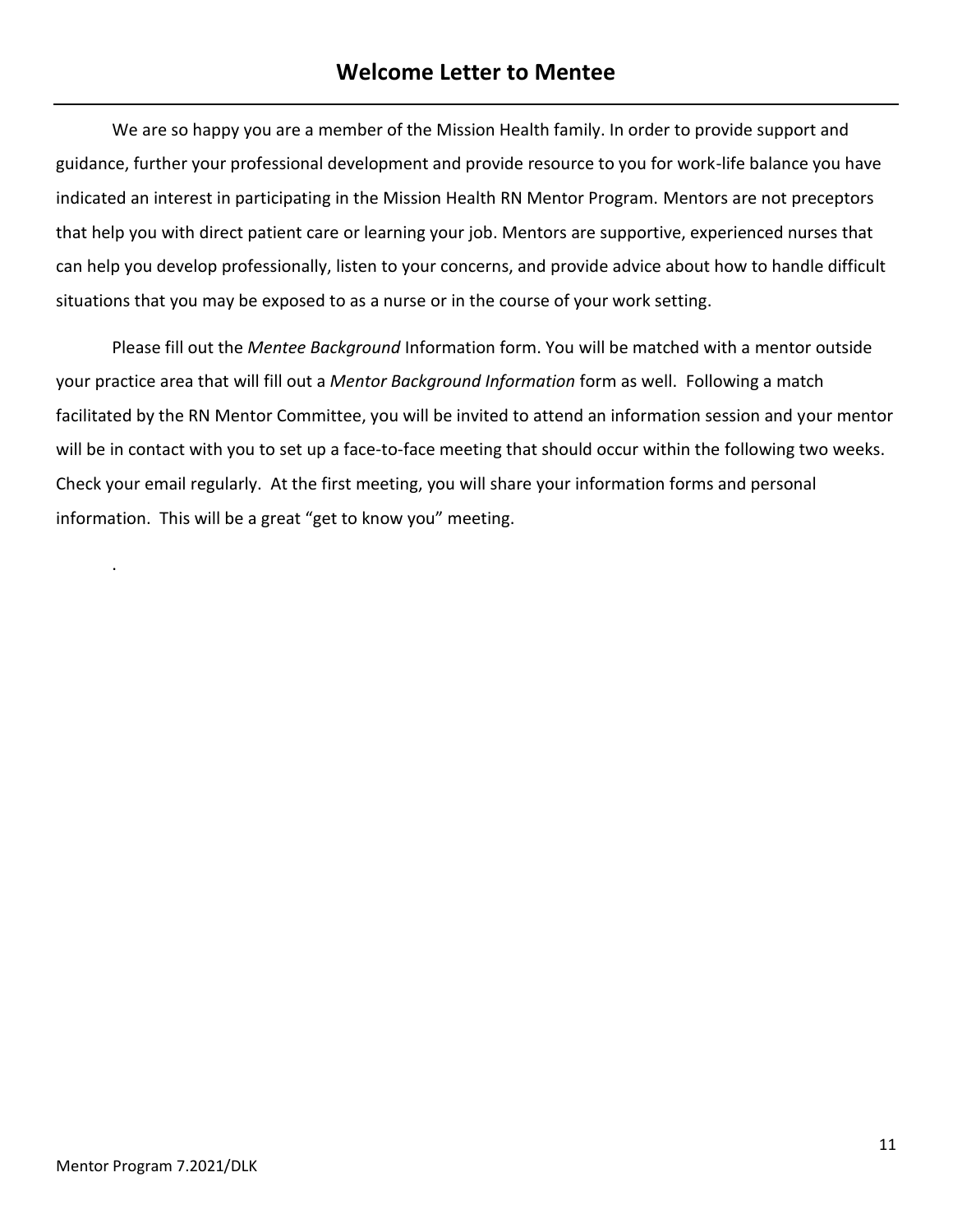## Welcome Letter to Mentee

We are so happy you are a member of the Mission Health family. In order to provide support and guidance, further your professional development and provide resource to you for work-life balance you have indicated an interest in participating in the Mission Health RN Mentor Program. Mentors are not preceptors that help you with direct patient care or learning your job. Mentors are supportive, experienced nurses that can help you develop professionally, listen to your concerns, and provide advice about how to handle difficult situations that you may be exposed to as a nurse or in the course of your work setting.

Please fill out the *Mentee Background* Information form. You will be matched with a mentor outside your practice area that will fill out a *Mentor Background Information* form as well. Following a match facilitated by the RN Mentor Committee, you will be invited to attend an information session and your mentor will be in contact with you to set up a face-to-face meeting that should occur within the following two weeks. Check your email regularly. At the first meeting, you will share your information forms and personal information. This will be a great "get to know you" meeting.

.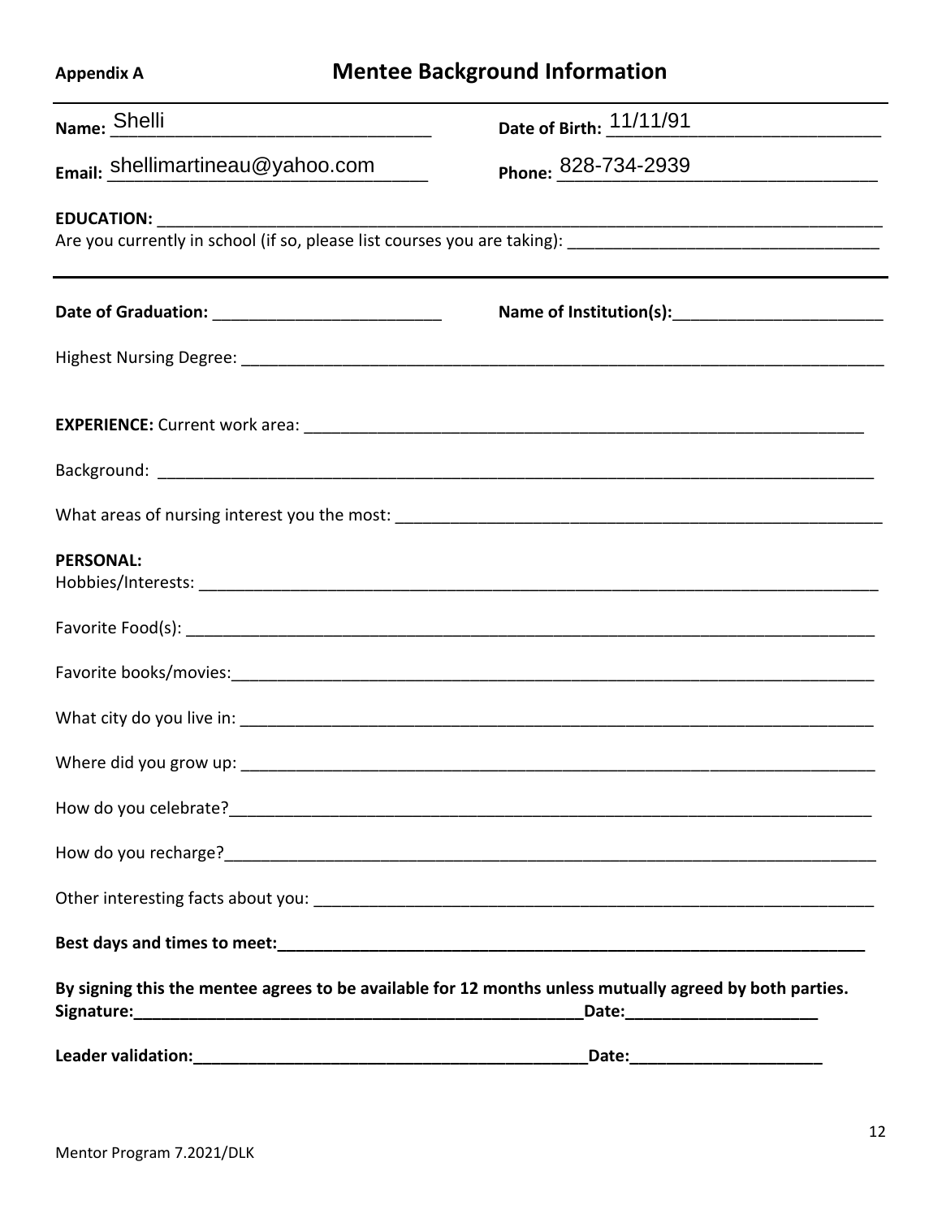**Appendix A**

# Mentee Background Information

**Name:** Shelli

**Date of Birth:** 11/11/91

**Email:** shellimartineau@yahoo.com

**Phone:** 828-734-2939

**EDUCATION:** \_\_\_\_\_\_\_\_\_\_\_\_\_\_\_\_\_\_\_\_\_\_\_\_\_\_\_\_\_\_\_\_

Are you currently in school (if so, please list courses you are taking): \_\_\_\_\_\_\_\_\_\_\_\_\_\_\_\_\_\_\_\_\_\_\_\_\_\_\_\_\_\_\_\_

---

**Date of Graduation:** \_\_\_\_\_\_\_\_\_\_\_\_\_\_\_\_\_\_\_\_\_\_\_\_\_\_\_\_\_\_\_\_

**Name of Institution(s):** \_\_\_\_\_\_\_\_\_\_\_\_\_\_\_\_\_\_\_\_\_\_\_\_\_\_\_\_\_\_\_\_

Highest Nursing Degree: \_\_\_\_\_\_\_\_\_\_\_\_\_\_\_\_\_\_\_\_\_\_\_\_\_\_\_\_\_\_\_\_

**EXPERIENCE:** Current work area: \_\_\_\_\_\_\_\_\_\_\_\_\_\_\_\_\_\_\_\_\_\_\_\_\_\_\_\_\_\_\_\_

Background: \_\_\_\_\_\_\_\_\_\_\_\_\_\_\_\_\_\_\_\_\_\_\_\_\_\_\_\_\_\_\_\_

What areas of nursing interest you the most: \_\_\_\_\_\_\_\_\_\_\_\_\_\_\_\_\_\_\_\_\_\_\_\_\_\_\_\_\_\_\_\_

**PERSONAL:**

Hobbies/Interests: \_\_\_\_\_\_\_\_\_\_\_\_\_\_\_\_\_\_\_\_\_\_\_\_\_\_\_\_\_\_\_\_

Favorite Food(s): \_\_\_\_\_\_\_\_\_\_\_\_\_\_\_\_\_\_\_\_\_\_\_\_\_\_\_\_\_\_\_\_

Favorite books/movies: \_\_\_\_\_\_\_\_\_\_\_\_\_\_\_\_\_\_\_\_\_\_\_\_\_\_\_\_\_\_\_\_

What city do you live in: \_\_\_\_\_\_\_\_\_\_\_\_\_\_\_\_\_\_\_\_\_\_\_\_\_\_\_\_\_\_\_\_

Where did you grow up: \_\_\_\_\_\_\_\_\_\_\_\_\_\_\_\_\_\_\_\_\_\_\_\_\_\_\_\_\_\_\_\_

How do you celebrate? \_\_\_\_\_\_\_\_\_\_\_\_\_\_\_\_\_\_\_\_\_\_\_\_\_\_\_\_\_\_\_\_

How do you recharge? \_\_\_\_\_\_\_\_\_\_\_\_\_\_\_\_\_\_\_\_\_\_\_\_\_\_\_\_\_\_\_\_

Other interesting facts about you: \_\_\_\_\_\_\_\_\_\_\_\_\_\_\_\_\_\_\_\_\_\_\_\_\_\_\_\_\_\_\_\_

**Best days and times to meet:** \_\_\_\_\_\_\_\_\_\_\_\_\_\_\_\_\_\_\_\_\_\_\_\_\_\_\_\_\_\_\_\_

**By signing this the mentee agrees to be available for 12 months unless mutually agreed by both parties.**

**Signature:** \_\_\_\_\_\_\_\_\_\_\_\_\_\_\_\_\_\_\_\_\_\_\_\_\_\_\_\_\_\_\_\_ **Date:** \_\_\_\_\_\_\_\_\_\_\_\_\_\_\_\_\_\_\_\_

**Leader validation:** \_\_\_\_\_\_\_\_\_\_\_\_\_\_\_\_\_\_\_\_\_\_\_\_\_\_\_\_\_\_\_\_ **Date:** \_\_\_\_\_\_\_\_\_\_\_\_\_\_\_\_\_\_\_\_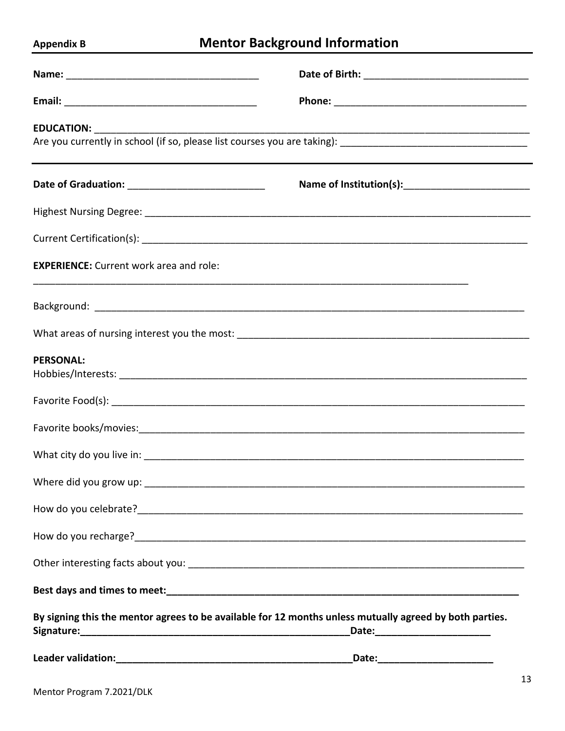**Appendix B**

# Mentor Background Information

**Name:** ___________________________________ **Date of Birth:** _____________________________

**Email:** ___________________________________ **Phone:** ___________________________________

**EDUCATION:** ___________________________________________________________________________________

Are you currently in school (if so, please list courses you are taking): _________________________________

---

**Date of Graduation:** _________________________ **Name of Institution(s):**_______________________

Highest Nursing Degree: ______________________________________________________________________

Current Certification(s): ______________________________________________________________________

**EXPERIENCE:** Current work area and role:

_________________________________________________________________________________

Background: ______________________________________________________________________________

What areas of nursing interest you the most: ______________________________________________________

**PERSONAL:**

Hobbies/Interests: __________________________________________________________________________

Favorite Food(s): ___________________________________________________________________________

Favorite books/movies:_______________________________________________________________________

What city do you live in: _____________________________________________________________________

Where did you grow up: ______________________________________________________________________

How do you celebrate?_______________________________________________________________________

How do you recharge?_______________________________________________________________________

Other interesting facts about you: _____________________________________________________________

**Best days and times to meet:**________________________________________________________________

**By signing this the mentor agrees to be available for 12 months unless mutually agreed by both parties.**

**Signature:**____________________________________________________**Date:**______________________

**Leader validation:**____________________________________________**Date:**______________________

Mentor Program 7.2021/DLK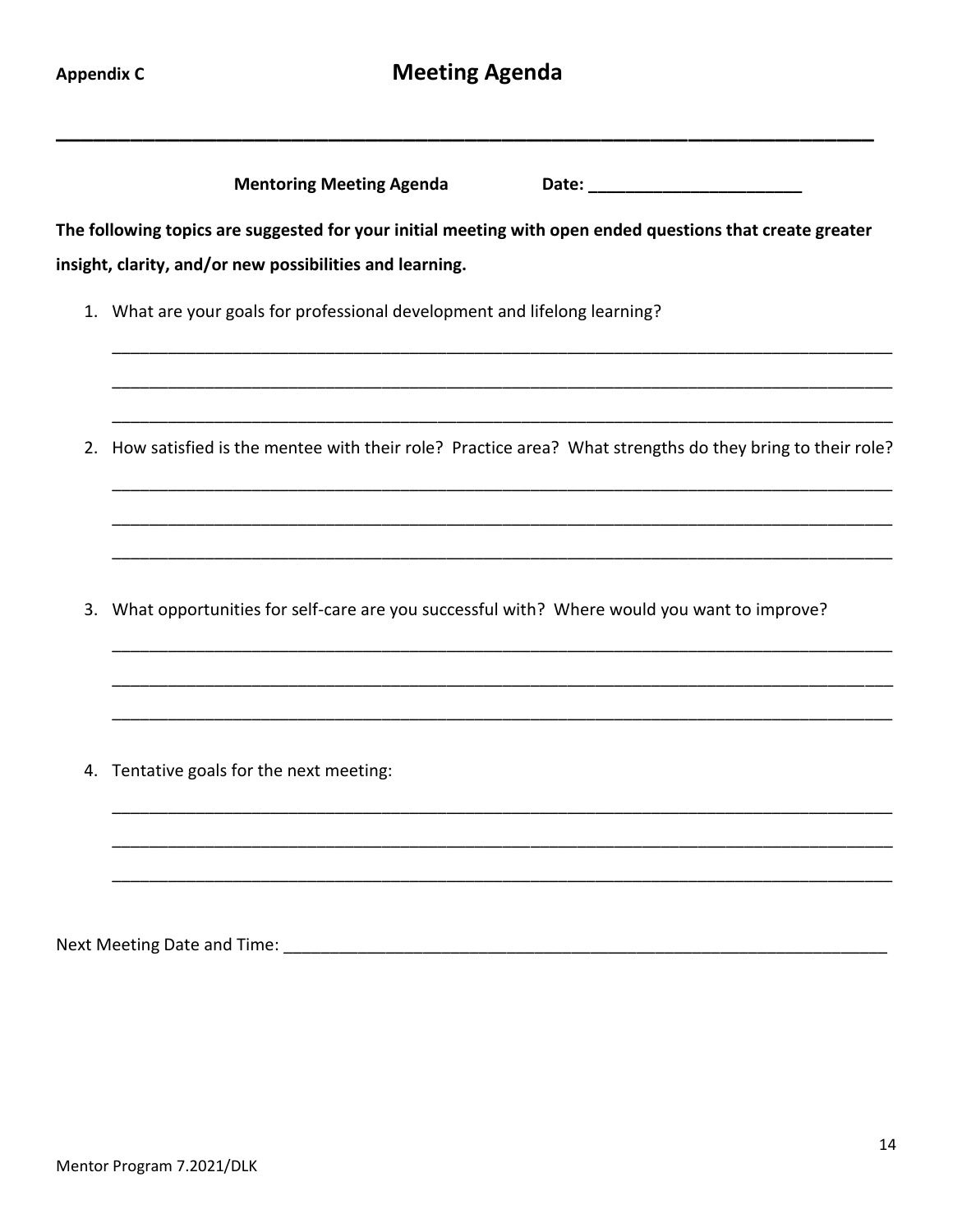**Appendix C**

# Meeting Agenda

---

**Mentoring Meeting Agenda** **Date: ______________________**

**The following topics are suggested for your initial meeting with open ended questions that create greater insight, clarity, and/or new possibilities and learning.**

1. What are your goals for professional development and lifelong learning?

   ____________________________________________________________________________

   ____________________________________________________________________________

   ____________________________________________________________________________

2. How satisfied is the mentee with their role? Practice area? What strengths do they bring to their role?

   ____________________________________________________________________________

   ____________________________________________________________________________

   ____________________________________________________________________________

3. What opportunities for self-care are you successful with? Where would you want to improve?

   ____________________________________________________________________________

   ____________________________________________________________________________

   ____________________________________________________________________________

4. Tentative goals for the next meeting:

   ____________________________________________________________________________

   ____________________________________________________________________________

   ____________________________________________________________________________

Next Meeting Date and Time: ______________________________________________________________

Mentor Program 7.2021/DLK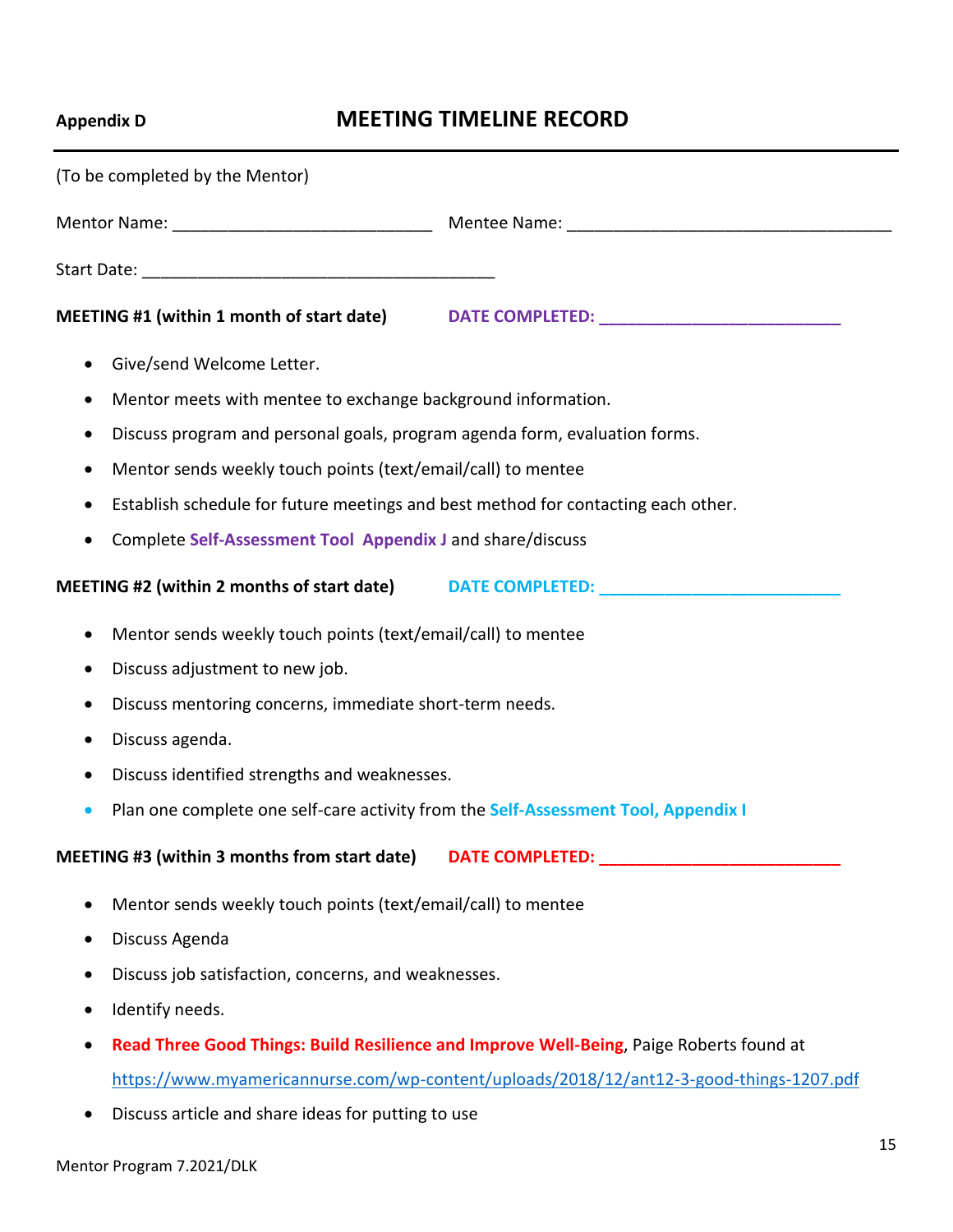**Appendix D**

# MEETING TIMELINE RECORD

(To be completed by the Mentor)

Mentor Name: ____________________________ Mentee Name: ___________________________________

Start Date: ______________________________________

**MEETING #1 (within 1 month of start date)** **DATE COMPLETED: ___________________________**

- Give/send Welcome Letter.
- Mentor meets with mentee to exchange background information.
- Discuss program and personal goals, program agenda form, evaluation forms.
- Mentor sends weekly touch points (text/email/call) to mentee
- Establish schedule for future meetings and best method for contacting each other.
- Complete **Self-Assessment Tool Appendix J** and share/discuss

**MEETING #2 (within 2 months of start date)** **DATE COMPLETED: ___________________________**

- Mentor sends weekly touch points (text/email/call) to mentee
- Discuss adjustment to new job.
- Discuss mentoring concerns, immediate short-term needs.
- Discuss agenda.
- Discuss identified strengths and weaknesses.
- Plan one complete one self-care activity from the **Self-Assessment Tool, Appendix I**

**MEETING #3 (within 3 months from start date)** **DATE COMPLETED: ___________________________**

- Mentor sends weekly touch points (text/email/call) to mentee
- Discuss Agenda
- Discuss job satisfaction, concerns, and weaknesses.
- Identify needs.
- **Read Three Good Things: Build Resilience and Improve Well-Being**, Paige Roberts found at https://www.myamericannurse.com/wp-content/uploads/2018/12/ant12-3-good-things-1207.pdf
- Discuss article and share ideas for putting to use

Mentor Program 7.2021/DLK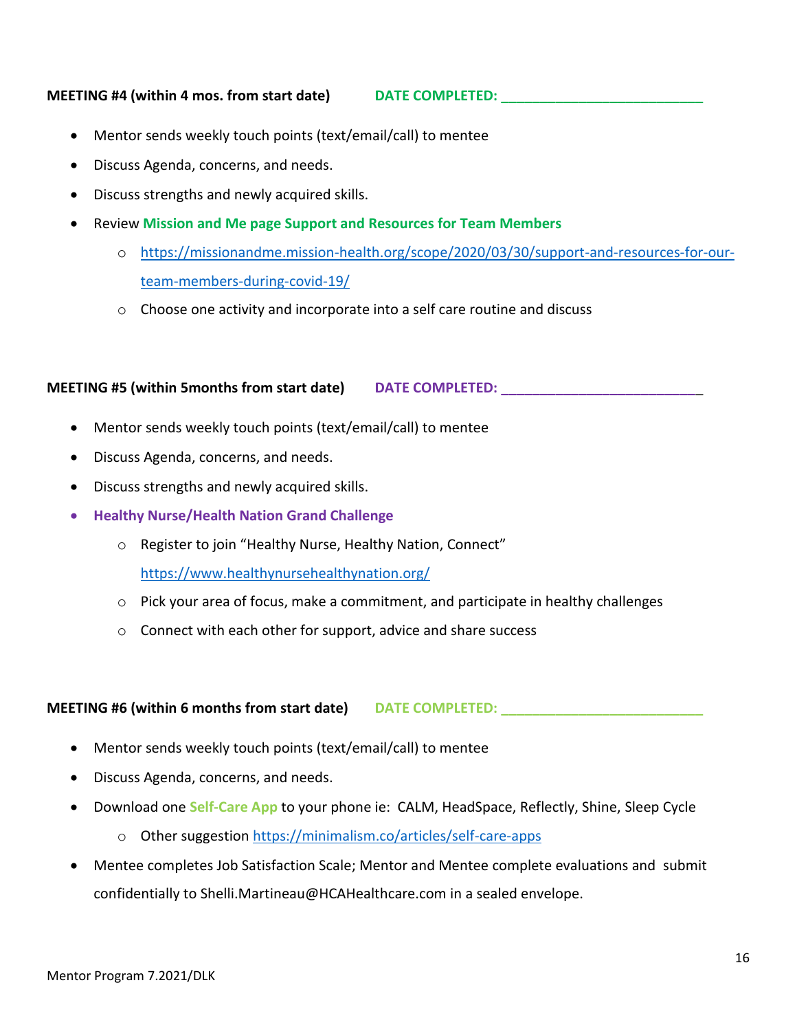**MEETING #4 (within 4 mos. from start date)** **DATE COMPLETED: ___________________________**

- Mentor sends weekly touch points (text/email/call) to mentee
- Discuss Agenda, concerns, and needs.
- Discuss strengths and newly acquired skills.
- Review **Mission and Me page Support and Resources for Team Members**
  - https://missionandme.mission-health.org/scope/2020/03/30/support-and-resources-for-our-team-members-during-covid-19/
  - Choose one activity and incorporate into a self care routine and discuss

**MEETING #5 (within 5months from start date)** **DATE COMPLETED: ___________________________**

- Mentor sends weekly touch points (text/email/call) to mentee
- Discuss Agenda, concerns, and needs.
- Discuss strengths and newly acquired skills.
- **Healthy Nurse/Health Nation Grand Challenge**
  - Register to join "Healthy Nurse, Healthy Nation, Connect" https://www.healthynursehealthynation.org/
  - Pick your area of focus, make a commitment, and participate in healthy challenges
  - Connect with each other for support, advice and share success

**MEETING #6 (within 6 months from start date)** **DATE COMPLETED: ___________________________**

- Mentor sends weekly touch points (text/email/call) to mentee
- Discuss Agenda, concerns, and needs.
- Download one **Self-Care App** to your phone ie: CALM, HeadSpace, Reflectly, Shine, Sleep Cycle
  - Other suggestion https://minimalism.co/articles/self-care-apps
- Mentee completes Job Satisfaction Scale; Mentor and Mentee complete evaluations and submit confidentially to Shelli.Martineau@HCAHealthcare.com in a sealed envelope.

Mentor Program 7.2021/DLK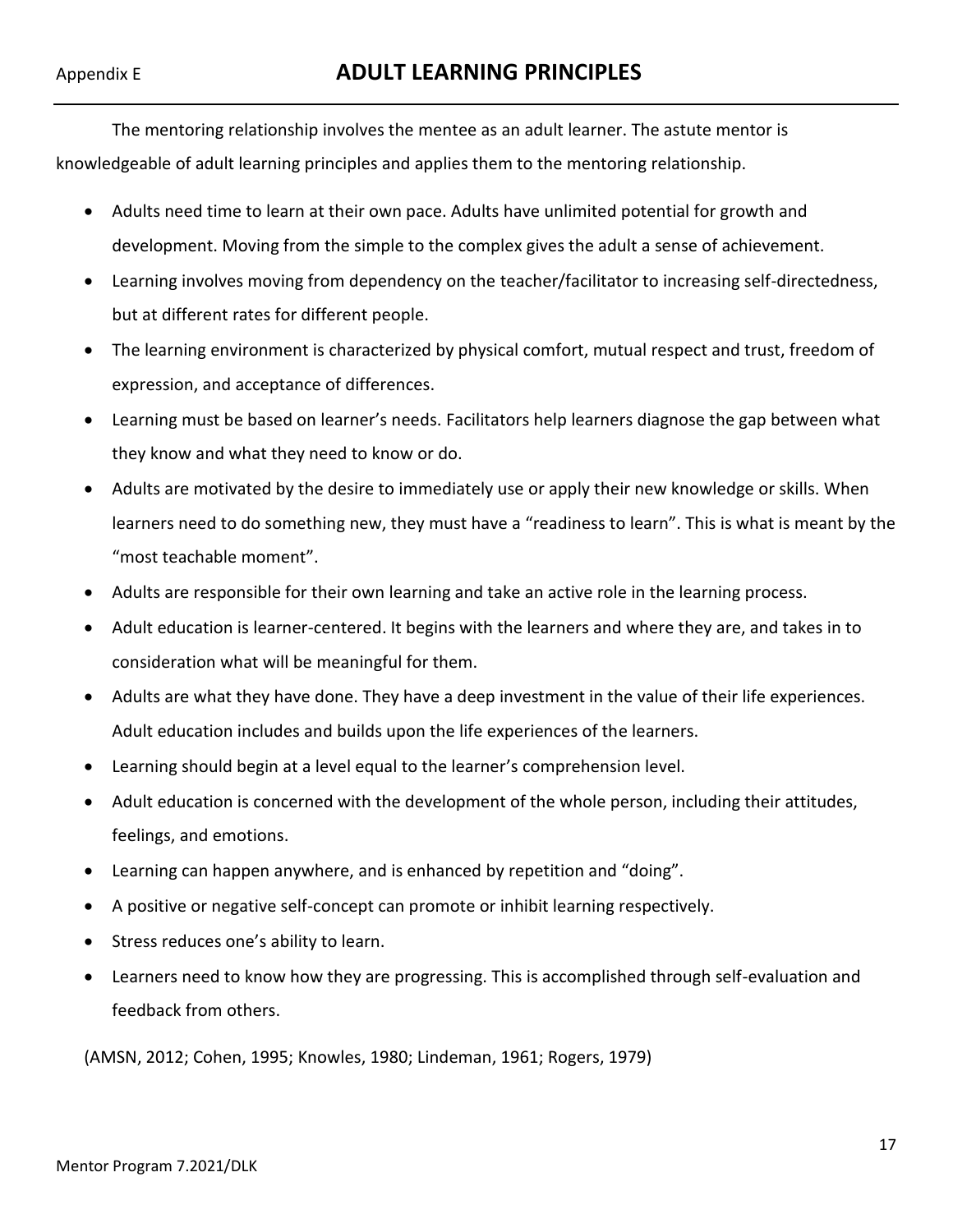Appendix E

# ADULT LEARNING PRINCIPLES

The mentoring relationship involves the mentee as an adult learner. The astute mentor is knowledgeable of adult learning principles and applies them to the mentoring relationship.

- Adults need time to learn at their own pace. Adults have unlimited potential for growth and development. Moving from the simple to the complex gives the adult a sense of achievement.
- Learning involves moving from dependency on the teacher/facilitator to increasing self-directedness, but at different rates for different people.
- The learning environment is characterized by physical comfort, mutual respect and trust, freedom of expression, and acceptance of differences.
- Learning must be based on learner's needs. Facilitators help learners diagnose the gap between what they know and what they need to know or do.
- Adults are motivated by the desire to immediately use or apply their new knowledge or skills. When learners need to do something new, they must have a "readiness to learn". This is what is meant by the "most teachable moment".
- Adults are responsible for their own learning and take an active role in the learning process.
- Adult education is learner-centered. It begins with the learners and where they are, and takes in to consideration what will be meaningful for them.
- Adults are what they have done. They have a deep investment in the value of their life experiences. Adult education includes and builds upon the life experiences of the learners.
- Learning should begin at a level equal to the learner's comprehension level.
- Adult education is concerned with the development of the whole person, including their attitudes, feelings, and emotions.
- Learning can happen anywhere, and is enhanced by repetition and "doing".
- A positive or negative self-concept can promote or inhibit learning respectively.
- Stress reduces one's ability to learn.
- Learners need to know how they are progressing. This is accomplished through self-evaluation and feedback from others.

(AMSN, 2012; Cohen, 1995; Knowles, 1980; Lindeman, 1961; Rogers, 1979)

Mentor Program 7.2021/DLK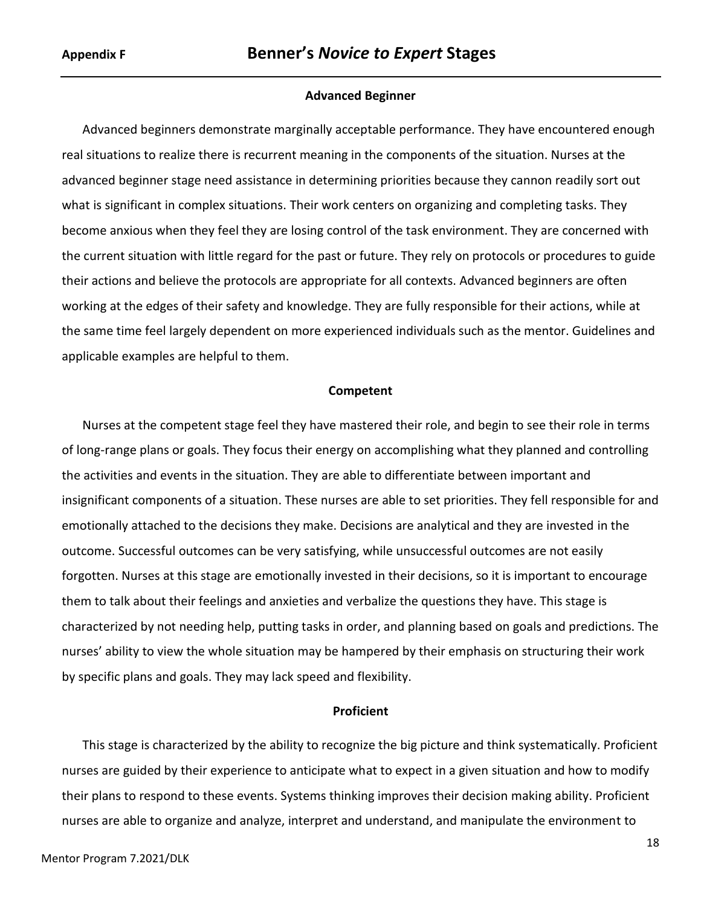**Appendix F** 

# Benner's *Novice to Expert* Stages

### Advanced Beginner

Advanced beginners demonstrate marginally acceptable performance. They have encountered enough real situations to realize there is recurrent meaning in the components of the situation. Nurses at the advanced beginner stage need assistance in determining priorities because they cannon readily sort out what is significant in complex situations. Their work centers on organizing and completing tasks. They become anxious when they feel they are losing control of the task environment. They are concerned with the current situation with little regard for the past or future. They rely on protocols or procedures to guide their actions and believe the protocols are appropriate for all contexts. Advanced beginners are often working at the edges of their safety and knowledge. They are fully responsible for their actions, while at the same time feel largely dependent on more experienced individuals such as the mentor. Guidelines and applicable examples are helpful to them.

### Competent

Nurses at the competent stage feel they have mastered their role, and begin to see their role in terms of long-range plans or goals. They focus their energy on accomplishing what they planned and controlling the activities and events in the situation. They are able to differentiate between important and insignificant components of a situation. These nurses are able to set priorities. They fell responsible for and emotionally attached to the decisions they make. Decisions are analytical and they are invested in the outcome. Successful outcomes can be very satisfying, while unsuccessful outcomes are not easily forgotten. Nurses at this stage are emotionally invested in their decisions, so it is important to encourage them to talk about their feelings and anxieties and verbalize the questions they have. This stage is characterized by not needing help, putting tasks in order, and planning based on goals and predictions. The nurses' ability to view the whole situation may be hampered by their emphasis on structuring their work by specific plans and goals. They may lack speed and flexibility.

### Proficient

This stage is characterized by the ability to recognize the big picture and think systematically. Proficient nurses are guided by their experience to anticipate what to expect in a given situation and how to modify their plans to respond to these events. Systems thinking improves their decision making ability. Proficient nurses are able to organize and analyze, interpret and understand, and manipulate the environment to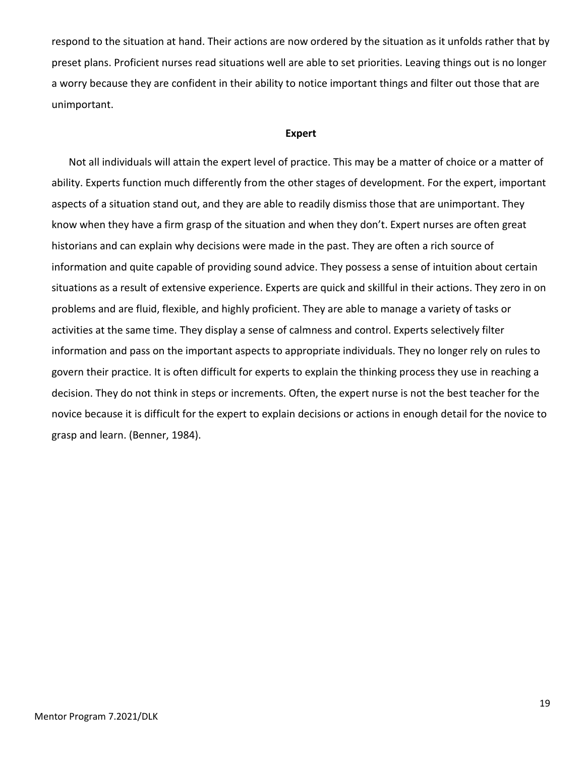respond to the situation at hand. Their actions are now ordered by the situation as it unfolds rather that by preset plans. Proficient nurses read situations well are able to set priorities. Leaving things out is no longer a worry because they are confident in their ability to notice important things and filter out those that are unimportant.

**Expert**

Not all individuals will attain the expert level of practice. This may be a matter of choice or a matter of ability. Experts function much differently from the other stages of development. For the expert, important aspects of a situation stand out, and they are able to readily dismiss those that are unimportant. They know when they have a firm grasp of the situation and when they don't. Expert nurses are often great historians and can explain why decisions were made in the past. They are often a rich source of information and quite capable of providing sound advice. They possess a sense of intuition about certain situations as a result of extensive experience. Experts are quick and skillful in their actions. They zero in on problems and are fluid, flexible, and highly proficient. They are able to manage a variety of tasks or activities at the same time. They display a sense of calmness and control. Experts selectively filter information and pass on the important aspects to appropriate individuals. They no longer rely on rules to govern their practice. It is often difficult for experts to explain the thinking process they use in reaching a decision. They do not think in steps or increments. Often, the expert nurse is not the best teacher for the novice because it is difficult for the expert to explain decisions or actions in enough detail for the novice to grasp and learn. (Benner, 1984).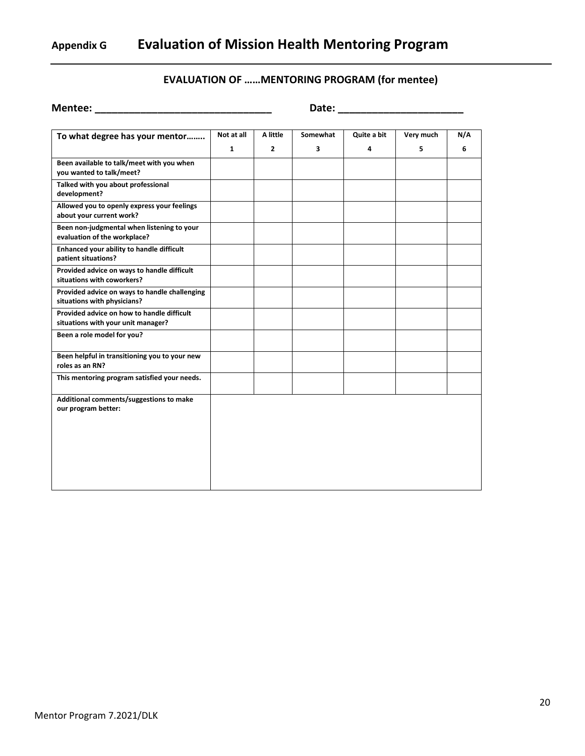## Appendix G Evaluation of Mission Health Mentoring Program

### EVALUATION OF ……MENTORING PROGRAM (for mentee)

**Mentee: ______________________________ Date: _____________________**

| To what degree has your mentor…….. | Not at all<br>1 | A little<br>2 | Somewhat<br>3 | Quite a bit<br>4 | Very much<br>5 | N/A<br>6 |
|---|---|---|---|---|---|---|
| Been available to talk/meet with you when you wanted to talk/meet? | | | | | | |
| Talked with you about professional development? | | | | | | |
| Allowed you to openly express your feelings about your current work? | | | | | | |
| Been non-judgmental when listening to your evaluation of the workplace? | | | | | | |
| Enhanced your ability to handle difficult patient situations? | | | | | | |
| Provided advice on ways to handle difficult situations with coworkers? | | | | | | |
| Provided advice on ways to handle challenging situations with physicians? | | | | | | |
| Provided advice on how to handle difficult situations with your unit manager? | | | | | | |
| Been a role model for you? | | | | | | |
| Been helpful in transitioning you to your new roles as an RN? | | | | | | |
| This mentoring program satisfied your needs. | | | | | | |
| Additional comments/suggestions to make our program better: | | | | | | |

Mentor Program 7.2021/DLK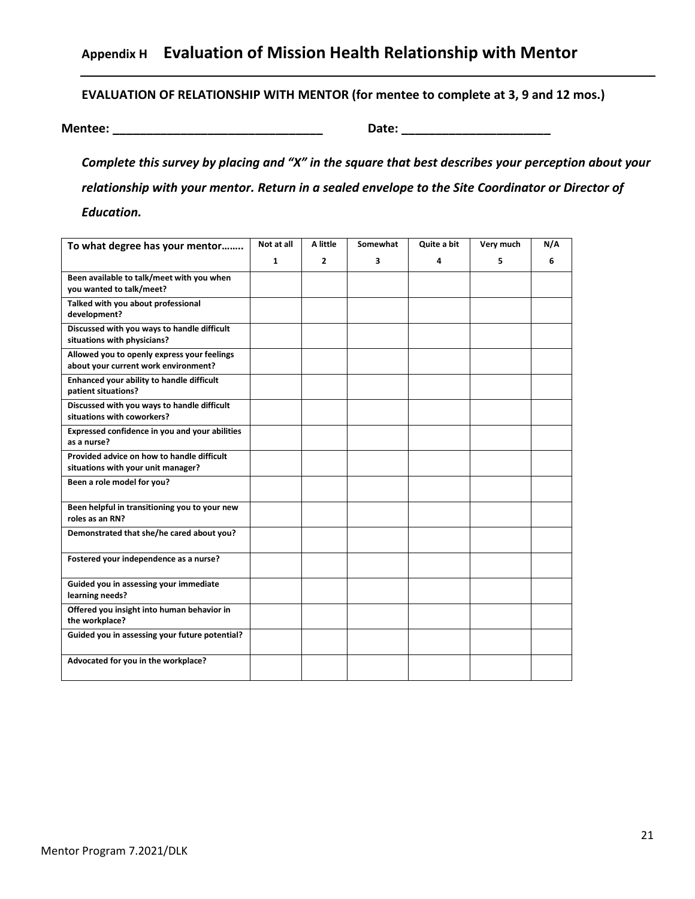## Appendix H Evaluation of Mission Health Relationship with Mentor

**EVALUATION OF RELATIONSHIP WITH MENTOR (for mentee to complete at 3, 9 and 12 mos.)**

**Mentee: _______________________________ Date: _____________________**

***Complete this survey by placing and "X" in the square that best describes your perception about your relationship with your mentor. Return in a sealed envelope to the Site Coordinator or Director of Education.***

| To what degree has your mentor…….. | Not at all<br>1 | A little<br>2 | Somewhat<br>3 | Quite a bit<br>4 | Very much<br>5 | N/A<br>6 |
|---|---|---|---|---|---|---|
| Been available to talk/meet with you when you wanted to talk/meet? | | | | | | |
| Talked with you about professional development? | | | | | | |
| Discussed with you ways to handle difficult situations with physicians? | | | | | | |
| Allowed you to openly express your feelings about your current work environment? | | | | | | |
| Enhanced your ability to handle difficult patient situations? | | | | | | |
| Discussed with you ways to handle difficult situations with coworkers? | | | | | | |
| Expressed confidence in you and your abilities as a nurse? | | | | | | |
| Provided advice on how to handle difficult situations with your unit manager? | | | | | | |
| Been a role model for you? | | | | | | |
| Been helpful in transitioning you to your new roles as an RN? | | | | | | |
| Demonstrated that she/he cared about you? | | | | | | |
| Fostered your independence as a nurse? | | | | | | |
| Guided you in assessing your immediate learning needs? | | | | | | |
| Offered you insight into human behavior in the workplace? | | | | | | |
| Guided you in assessing your future potential? | | | | | | |
| Advocated for you in the workplace? | | | | | | |

Mentor Program 7.2021/DLK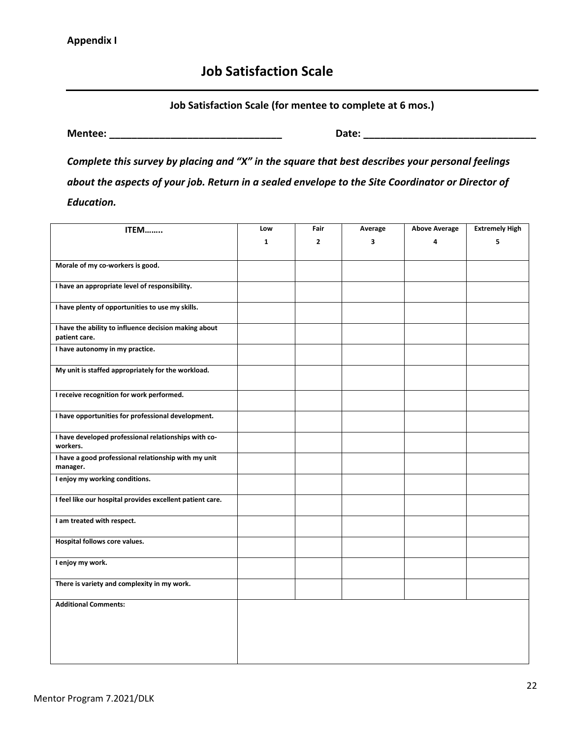**Appendix I**

# Job Satisfaction Scale

**Job Satisfaction Scale (for mentee to complete at 6 mos.)**

**Mentee: _______________________________ Date: _______________________________**

***Complete this survey by placing and "X" in the square that best describes your personal feelings about the aspects of your job. Return in a sealed envelope to the Site Coordinator or Director of Education.***

| ITEM…….. | Low 1 | Fair 2 | Average 3 | Above Average 4 | Extremely High 5 |
|---|---|---|---|---|---|
| Morale of my co-workers is good. | | | | | |
| I have an appropriate level of responsibility. | | | | | |
| I have plenty of opportunities to use my skills. | | | | | |
| I have the ability to influence decision making about patient care. | | | | | |
| I have autonomy in my practice. | | | | | |
| My unit is staffed appropriately for the workload. | | | | | |
| I receive recognition for work performed. | | | | | |
| I have opportunities for professional development. | | | | | |
| I have developed professional relationships with co-workers. | | | | | |
| I have a good professional relationship with my unit manager. | | | | | |
| I enjoy my working conditions. | | | | | |
| I feel like our hospital provides excellent patient care. | | | | | |
| I am treated with respect. | | | | | |
| Hospital follows core values. | | | | | |
| I enjoy my work. | | | | | |
| There is variety and complexity in my work. | | | | | |
| Additional Comments: | | | | | |

Mentor Program 7.2021/DLK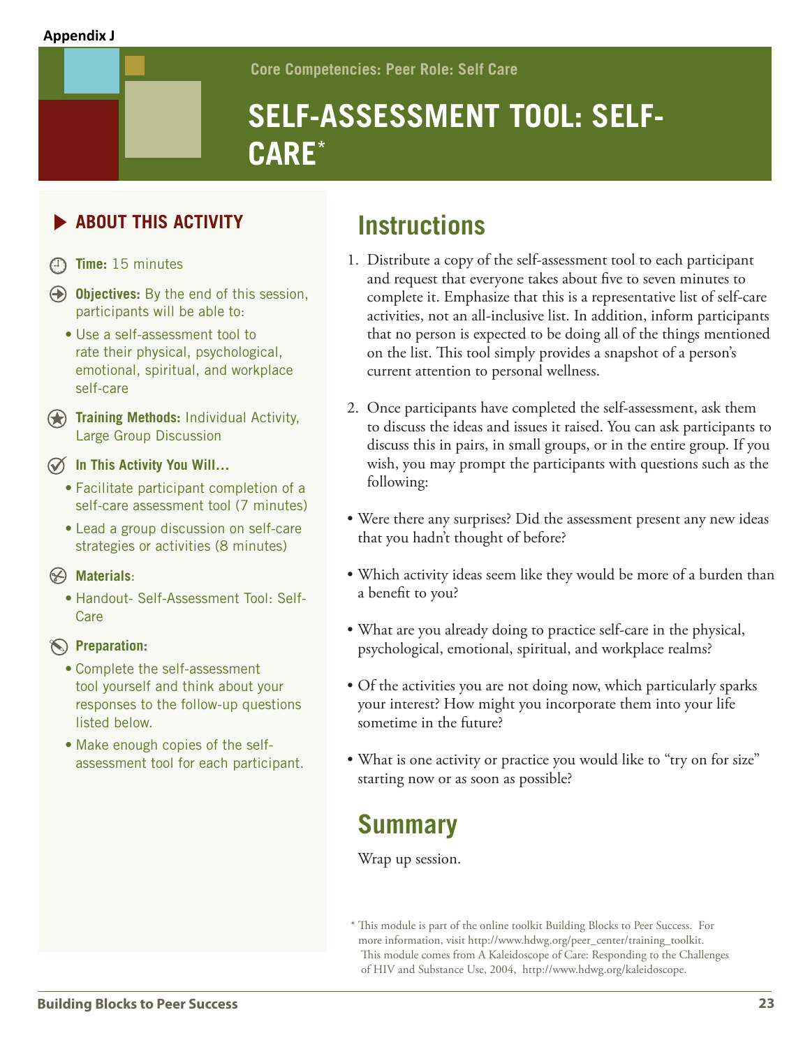**Appendix J**

Core Competencies: Peer Role: Self Care

# SELF-ASSESSMENT TOOL: SELF-CARE*

## ABOUT THIS ACTIVITY

**Time:** 15 minutes

**Objectives:** By the end of this session, participants will be able to:

- Use a self-assessment tool to rate their physical, psychological, emotional, spiritual, and workplace self-care

**Training Methods:** Individual Activity, Large Group Discussion

**In This Activity You Will…**

- Facilitate participant completion of a self-care assessment tool (7 minutes)
- Lead a group discussion on self-care strategies or activities (8 minutes)

**Materials**:

- Handout- Self-Assessment Tool: Self-Care

**Preparation:**

- Complete the self-assessment tool yourself and think about your responses to the follow-up questions listed below.
- Make enough copies of the self-assessment tool for each participant.

## Instructions

1. Distribute a copy of the self-assessment tool to each participant and request that everyone takes about five to seven minutes to complete it. Emphasize that this is a representative list of self-care activities, not an all-inclusive list. In addition, inform participants that no person is expected to be doing all of the things mentioned on the list. This tool simply provides a snapshot of a person's current attention to personal wellness.

2. Once participants have completed the self-assessment, ask them to discuss the ideas and issues it raised. You can ask participants to discuss this in pairs, in small groups, or in the entire group. If you wish, you may prompt the participants with questions such as the following:

- Were there any surprises? Did the assessment present any new ideas that you hadn't thought of before?
- Which activity ideas seem like they would be more of a burden than a benefit to you?
- What are you already doing to practice self-care in the physical, psychological, emotional, spiritual, and workplace realms?
- Of the activities you are not doing now, which particularly sparks your interest? How might you incorporate them into your life sometime in the future?
- What is one activity or practice you would like to "try on for size" starting now or as soon as possible?

## Summary

Wrap up session.

* This module is part of the online toolkit Building Blocks to Peer Success. For more information, visit http://www.hdwg.org/peer_center/training_toolkit. This module comes from A Kaleidoscope of Care: Responding to the Challenges of HIV and Substance Use, 2004, http://www.hdwg.org/kaleidoscope.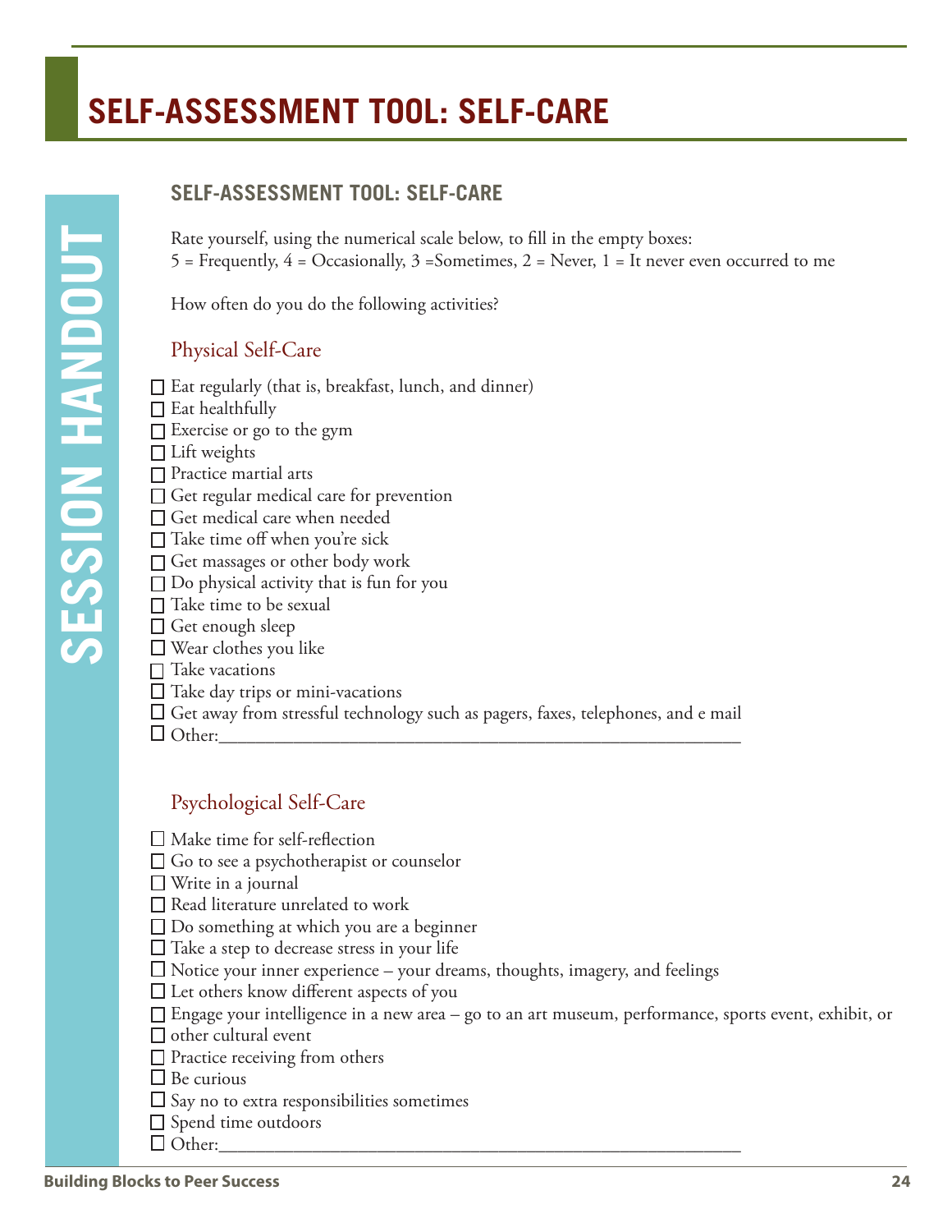# SELF-ASSESSMENT TOOL: SELF-CARE

## SELF-ASSESSMENT TOOL: SELF-CARE

Rate yourself, using the numerical scale below, to fill in the empty boxes:
5 = Frequently, 4 = Occasionally, 3 =Sometimes, 2 = Never, 1 = It never even occurred to me

How often do you do the following activities?

### Physical Self-Care

- ☐ Eat regularly (that is, breakfast, lunch, and dinner)
- ☐ Eat healthfully
- ☐ Exercise or go to the gym
- ☐ Lift weights
- ☐ Practice martial arts
- ☐ Get regular medical care for prevention
- ☐ Get medical care when needed
- ☐ Take time off when you're sick
- ☐ Get massages or other body work
- ☐ Do physical activity that is fun for you
- ☐ Take time to be sexual
- ☐ Get enough sleep
- ☐ Wear clothes you like
- ☐ Take vacations
- ☐ Take day trips or mini-vacations
- ☐ Get away from stressful technology such as pagers, faxes, telephones, and e mail
- ☐ Other:___________________________________________________________

### Psychological Self-Care

- ☐ Make time for self-reflection
- ☐ Go to see a psychotherapist or counselor
- ☐ Write in a journal
- ☐ Read literature unrelated to work
- ☐ Do something at which you are a beginner
- ☐ Take a step to decrease stress in your life
- ☐ Notice your inner experience – your dreams, thoughts, imagery, and feelings
- ☐ Let others know different aspects of you
- ☐ Engage your intelligence in a new area – go to an art museum, performance, sports event, exhibit, or
- ☐ other cultural event
- ☐ Practice receiving from others
- ☐ Be curious
- ☐ Say no to extra responsibilities sometimes
- ☐ Spend time outdoors
- ☐ Other:___________________________________________________________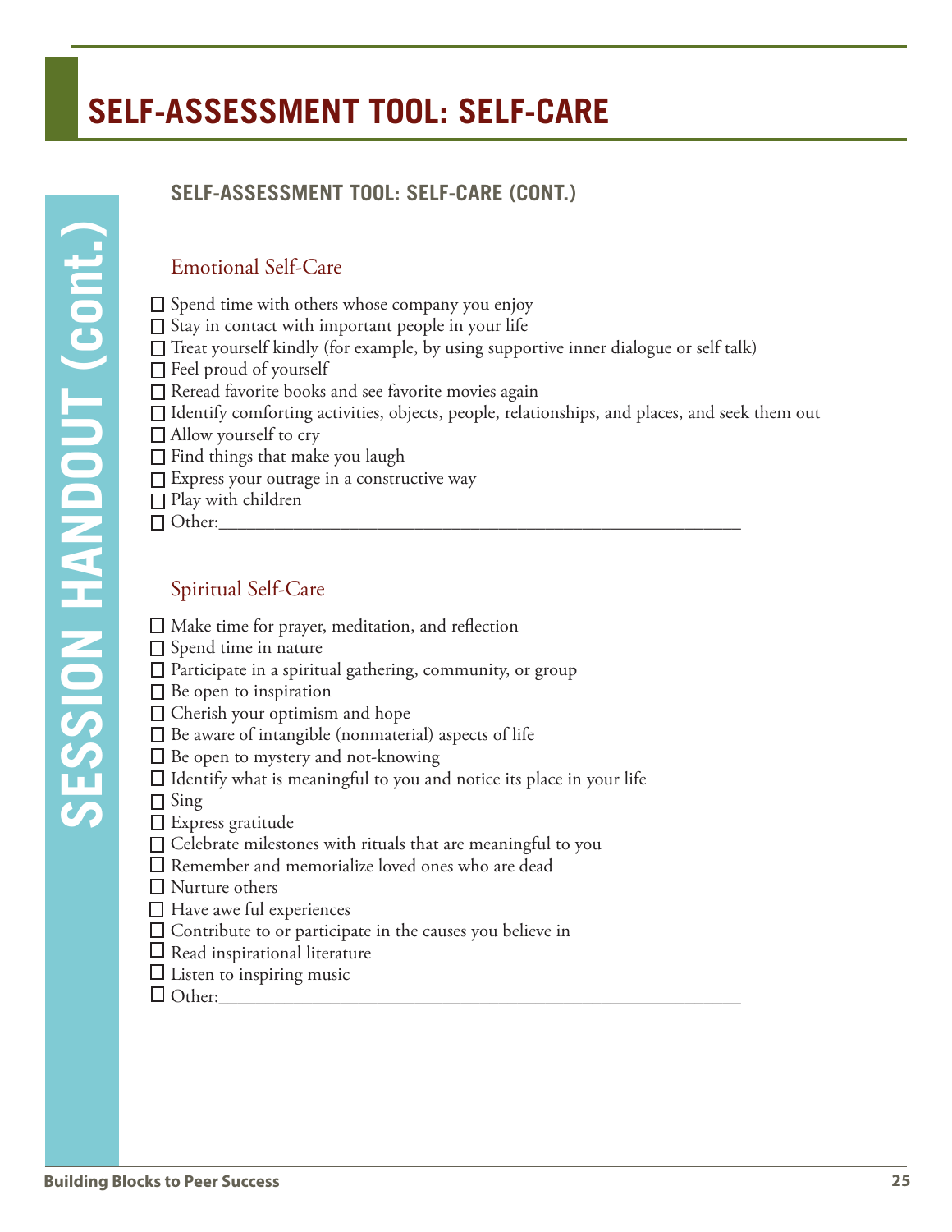# SELF-ASSESSMENT TOOL: SELF-CARE

SESSION HANDOUT (cont.)

## SELF-ASSESSMENT TOOL: SELF-CARE (CONT.)

### Emotional Self-Care

- ☐ Spend time with others whose company you enjoy
- ☐ Stay in contact with important people in your life
- ☐ Treat yourself kindly (for example, by using supportive inner dialogue or self talk)
- ☐ Feel proud of yourself
- ☐ Reread favorite books and see favorite movies again
- ☐ Identify comforting activities, objects, people, relationships, and places, and seek them out
- ☐ Allow yourself to cry
- ☐ Find things that make you laugh
- ☐ Express your outrage in a constructive way
- ☐ Play with children
- ☐ Other:___________________________________________________________

### Spiritual Self-Care

- ☐ Make time for prayer, meditation, and reflection
- ☐ Spend time in nature
- ☐ Participate in a spiritual gathering, community, or group
- ☐ Be open to inspiration
- ☐ Cherish your optimism and hope
- ☐ Be aware of intangible (nonmaterial) aspects of life
- ☐ Be open to mystery and not-knowing
- ☐ Identify what is meaningful to you and notice its place in your life
- ☐ Sing
- ☐ Express gratitude
- ☐ Celebrate milestones with rituals that are meaningful to you
- ☐ Remember and memorialize loved ones who are dead
- ☐ Nurture others
- ☐ Have awe ful experiences
- ☐ Contribute to or participate in the causes you believe in
- ☐ Read inspirational literature
- ☐ Listen to inspiring music
- ☐ Other:___________________________________________________________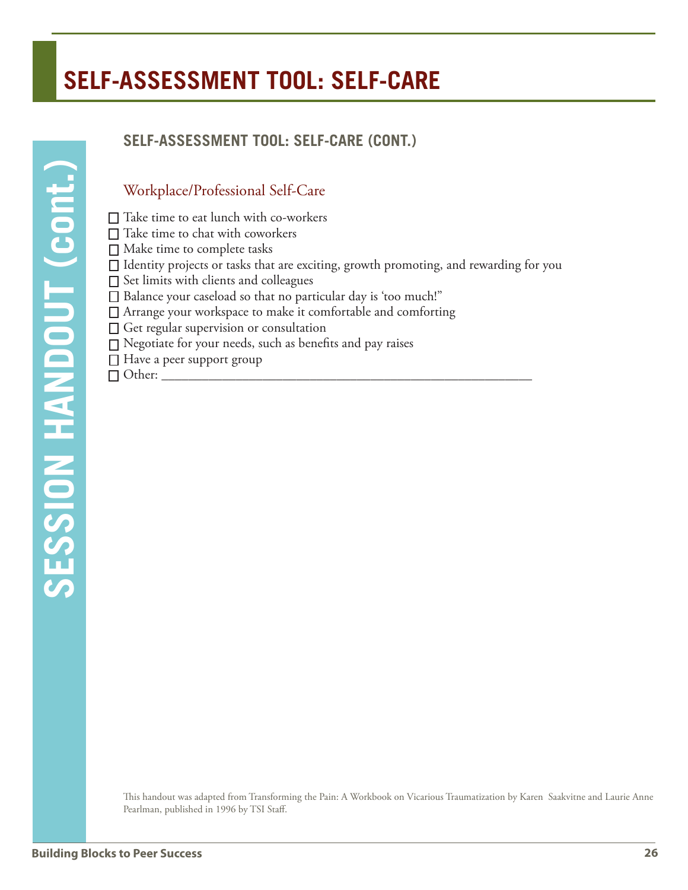# SELF-ASSESSMENT TOOL: SELF-CARE

SESSION HANDOUT (cont.)

## SELF-ASSESSMENT TOOL: SELF-CARE (CONT.)

### Workplace/Professional Self-Care

- ☐ Take time to eat lunch with co-workers
- ☐ Take time to chat with coworkers
- ☐ Make time to complete tasks
- ☐ Identity projects or tasks that are exciting, growth promoting, and rewarding for you
- ☐ Set limits with clients and colleagues
- ☐ Balance your caseload so that no particular day is 'too much!"
- ☐ Arrange your workspace to make it comfortable and comforting
- ☐ Get regular supervision or consultation
- ☐ Negotiate for your needs, such as benefits and pay raises
- ☐ Have a peer support group
- ☐ Other: ___________________________________________________________

This handout was adapted from Transforming the Pain: A Workbook on Vicarious Traumatization by Karen Saakvitne and Laurie Anne Pearlman, published in 1996 by TSI Staff.